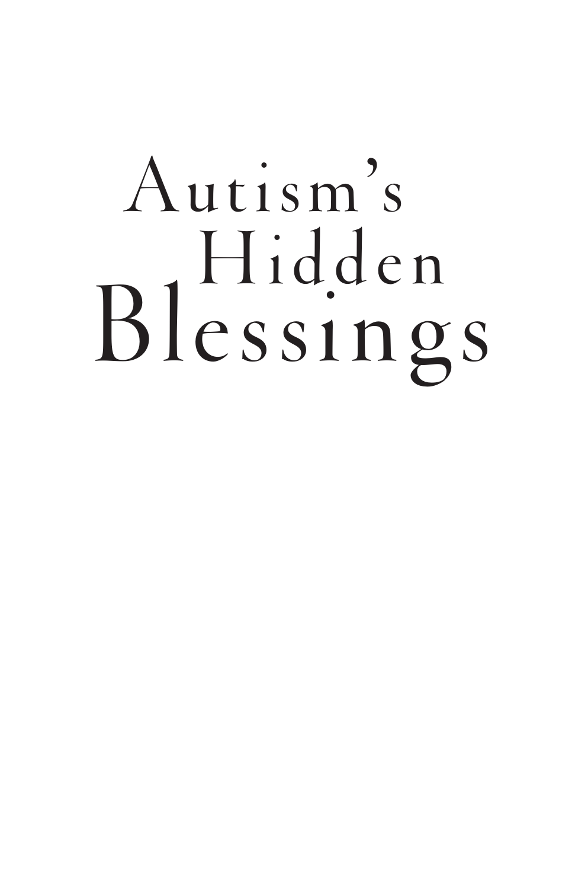# Autism's Hidden Blessings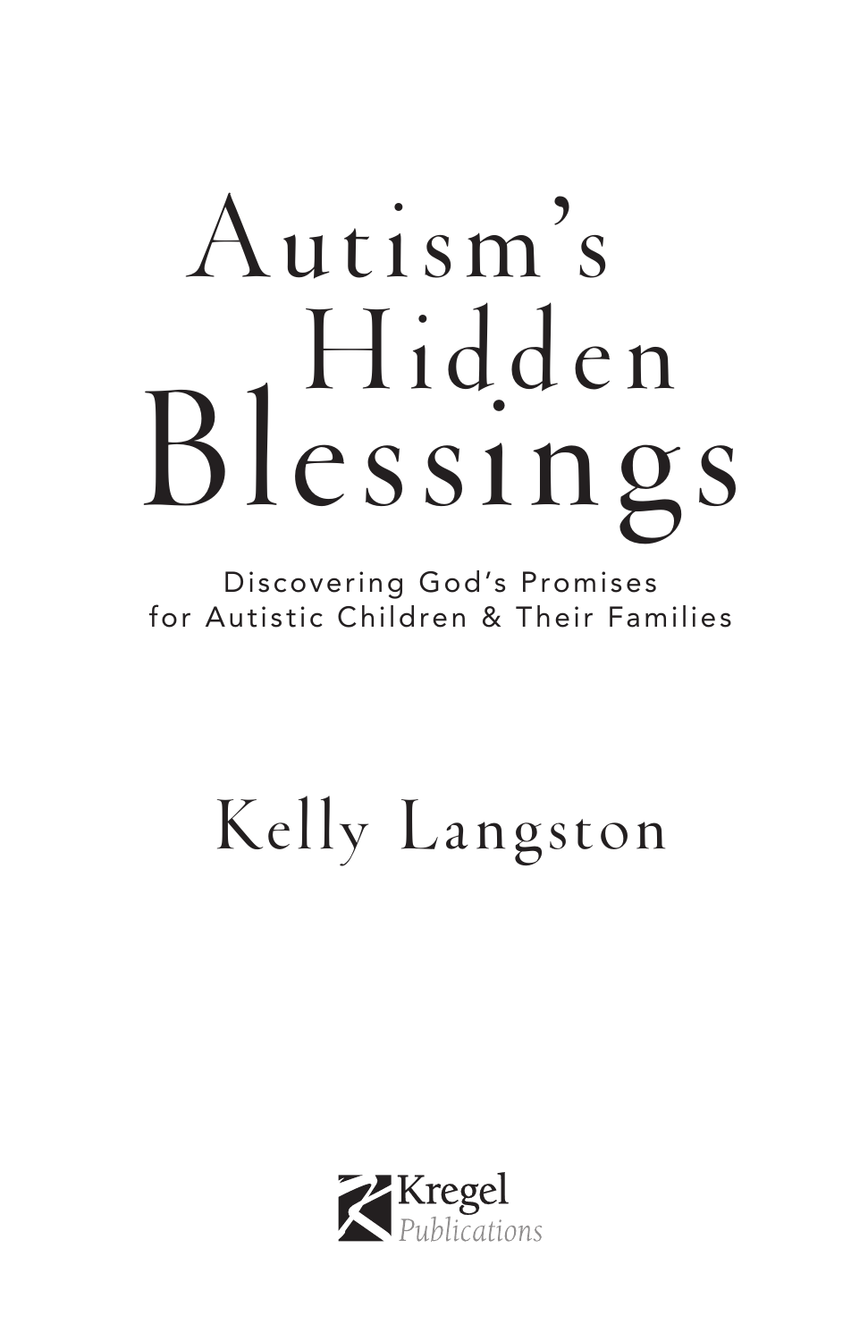# Autism's Hidden Blessings

Discovering God's Promises for Autistic Children & Their Families

Kelly Langston

Kregel Publications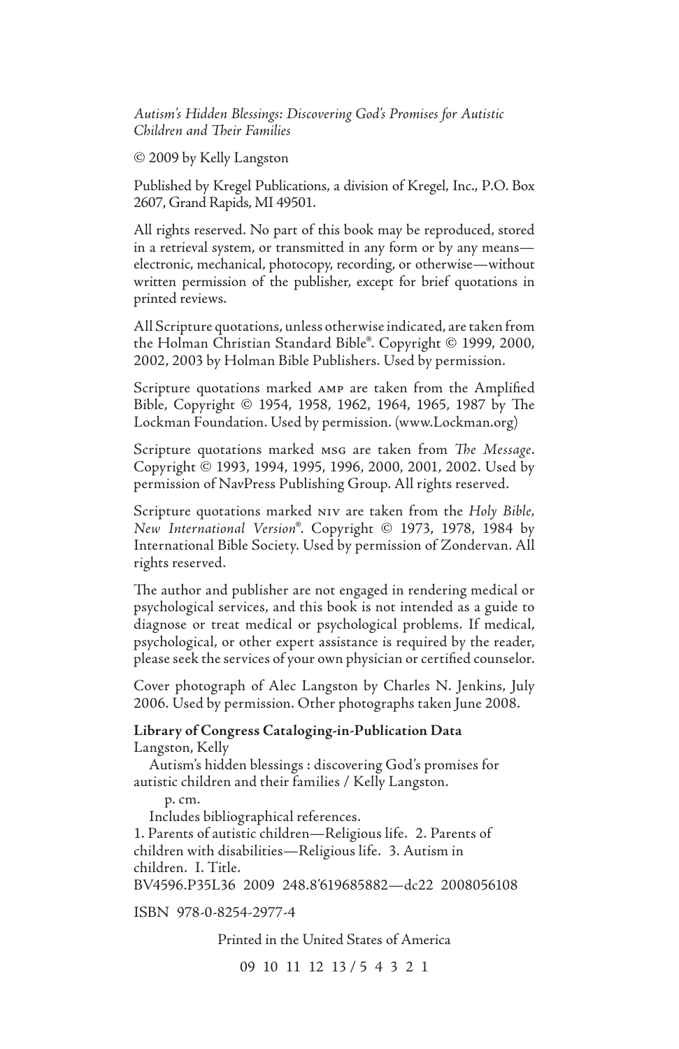*Autism's Hidden Blessings: Discovering God's Promises for Autistic Children and Their Families*

© 2009 by Kelly Langston

Published by Kregel Publications, a division of Kregel, Inc., P.O. Box 2607, Grand Rapids, MI 49501.

All rights reserved. No part of this book may be reproduced, stored in a retrieval system, or transmitted in any form or by any means—electronic, mechanical, photocopy, recording, or otherwise—without written permission of the publisher, except for brief quotations in printed reviews.

All Scripture quotations, unless otherwise indicated, are taken from the Holman Christian Standard Bible®. Copyright © 1999, 2000, 2002, 2003 by Holman Bible Publishers. Used by permission.

Scripture quotations marked AMP are taken from the Amplified Bible, Copyright © 1954, 1958, 1962, 1964, 1965, 1987 by The Lockman Foundation. Used by permission. (www.Lockman.org)

Scripture quotations marked MSG are taken from *The Message*. Copyright © 1993, 1994, 1995, 1996, 2000, 2001, 2002. Used by permission of NavPress Publishing Group. All rights reserved.

Scripture quotations marked NIV are taken from the *Holy Bible, New International Version*®. Copyright © 1973, 1978, 1984 by International Bible Society. Used by permission of Zondervan. All rights reserved.

The author and publisher are not engaged in rendering medical or psychological services, and this book is not intended as a guide to diagnose or treat medical or psychological problems. If medical, psychological, or other expert assistance is required by the reader, please seek the services of your own physician or certified counselor.

Cover photograph of Alec Langston by Charles N. Jenkins, July 2006. Used by permission. Other photographs taken June 2008.

**Library of Congress Cataloging-in-Publication Data**
Langston, Kelly
Autism's hidden blessings : discovering God's promises for autistic children and their families / Kelly Langston.
p. cm.
Includes bibliographical references.
1. Parents of autistic children—Religious life. 2. Parents of children with disabilities—Religious life. 3. Autism in children. I. Title.
BV4596.P35L36 2009 248.8'619685882—dc22 2008056108

ISBN 978-0-8254-2977-4

Printed in the United States of America

09 10 11 12 13 / 5 4 3 2 1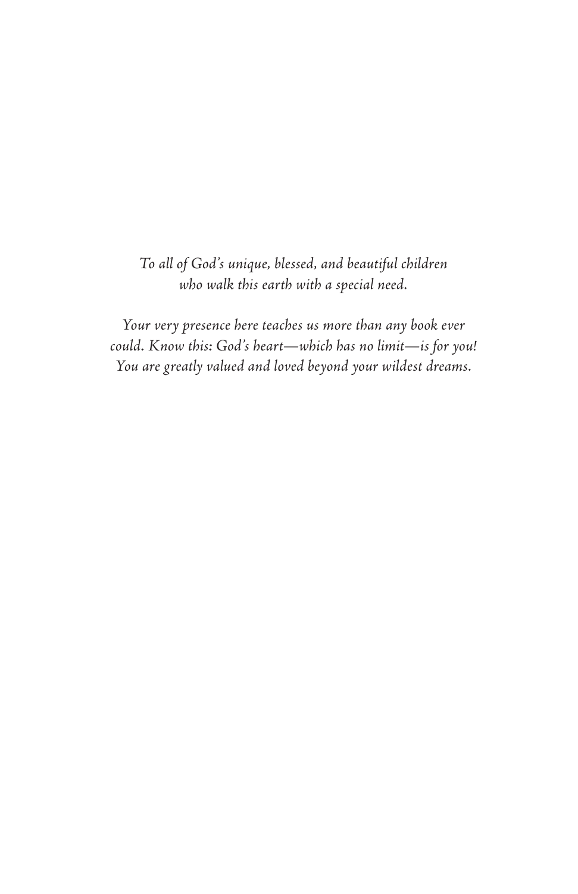*To all of God's unique, blessed, and beautiful children who walk this earth with a special need.*

*Your very presence here teaches us more than any book ever could. Know this: God's heart—which has no limit—is for you! You are greatly valued and loved beyond your wildest dreams.*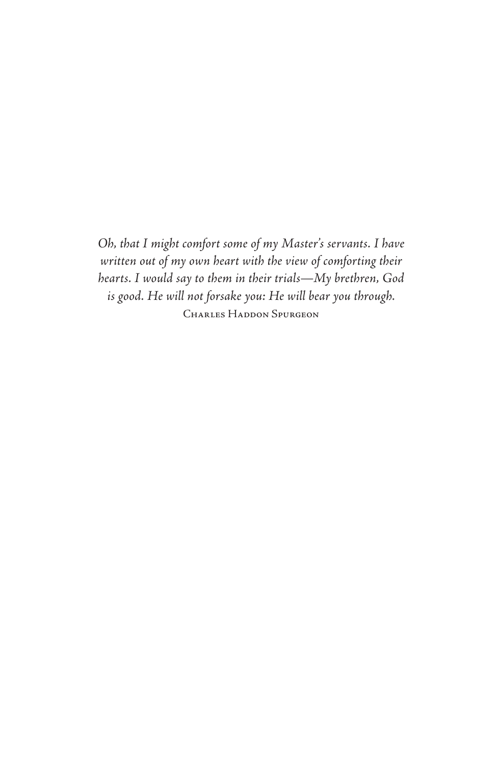*Oh, that I might comfort some of my Master's servants. I have written out of my own heart with the view of comforting their hearts. I would say to them in their trials—My brethren, God is good. He will not forsake you: He will bear you through.*

Charles Haddon Spurgeon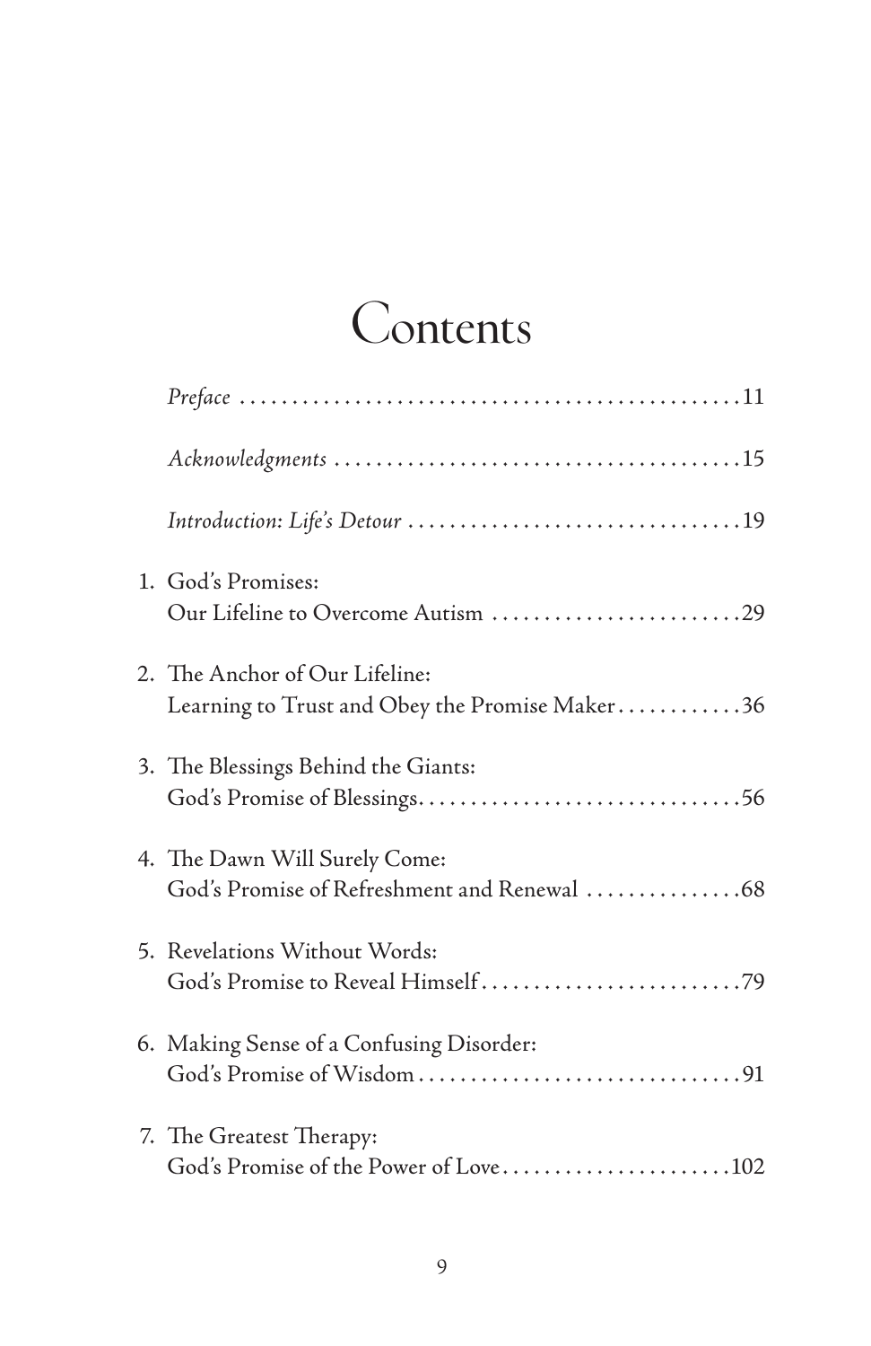# Contents

*Preface* ....................................................11

*Acknowledgments* ....................................................15

*Introduction: Life's Detour* ....................................................19

1. God's Promises:
   Our Lifeline to Overcome Autism ....................................................29

2. The Anchor of Our Lifeline:
   Learning to Trust and Obey the Promise Maker....................................................36

3. The Blessings Behind the Giants:
   God's Promise of Blessings....................................................56

4. The Dawn Will Surely Come:
   God's Promise of Refreshment and Renewal ....................................................68

5. Revelations Without Words:
   God's Promise to Reveal Himself....................................................79

6. Making Sense of a Confusing Disorder:
   God's Promise of Wisdom....................................................91

7. The Greatest Therapy:
   God's Promise of the Power of Love....................................................102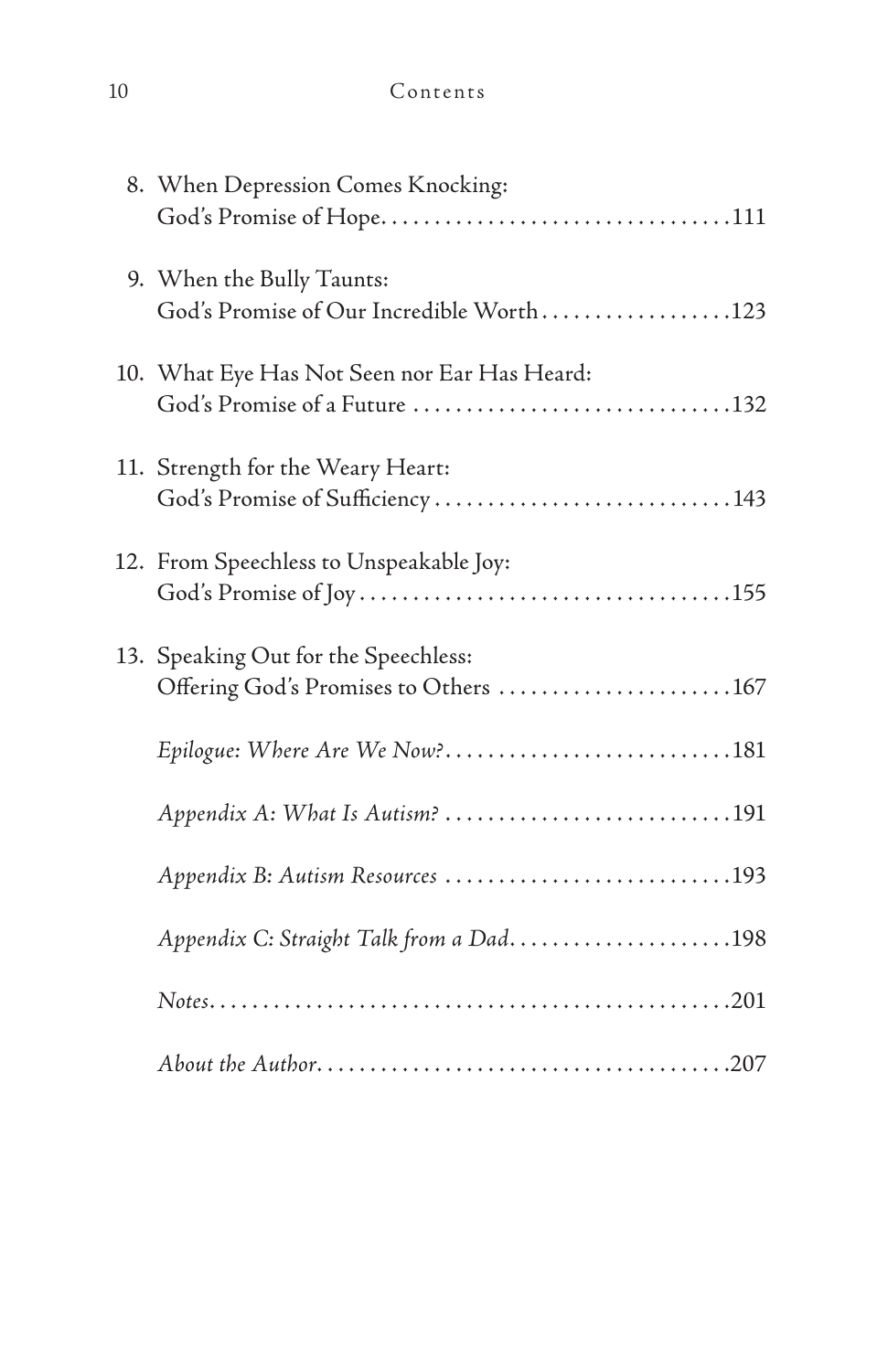8. When Depression Comes Knocking: God's Promise of Hope . . . . . . . . . . . . . . . . . . . . . . . . . . . . . . . . 111
9. When the Bully Taunts: God's Promise of Our Incredible Worth . . . . . . . . . . . . . . . . . . 123
10. What Eye Has Not Seen nor Ear Has Heard: God's Promise of a Future . . . . . . . . . . . . . . . . . . . . . . . . . . . . . . 132
11. Strength for the Weary Heart: God's Promise of Sufficiency . . . . . . . . . . . . . . . . . . . . . . . . . . . . 143
12. From Speechless to Unspeakable Joy: God's Promise of Joy . . . . . . . . . . . . . . . . . . . . . . . . . . . . . . . . . . . 155
13. Speaking Out for the Speechless: Offering God's Promises to Others . . . . . . . . . . . . . . . . . . . . . . 167

*Epilogue: Where Are We Now?* . . . . . . . . . . . . . . . . . . . . . . . . . . . 181

*Appendix A: What Is Autism?* . . . . . . . . . . . . . . . . . . . . . . . . . . . 191

*Appendix B: Autism Resources* . . . . . . . . . . . . . . . . . . . . . . . . . . . 193

*Appendix C: Straight Talk from a Dad* . . . . . . . . . . . . . . . . . . . . . 198

*Notes* . . . . . . . . . . . . . . . . . . . . . . . . . . . . . . . . . . . . . . . . . . . . . . . . . 201

*About the Author* . . . . . . . . . . . . . . . . . . . . . . . . . . . . . . . . . . . . . . 207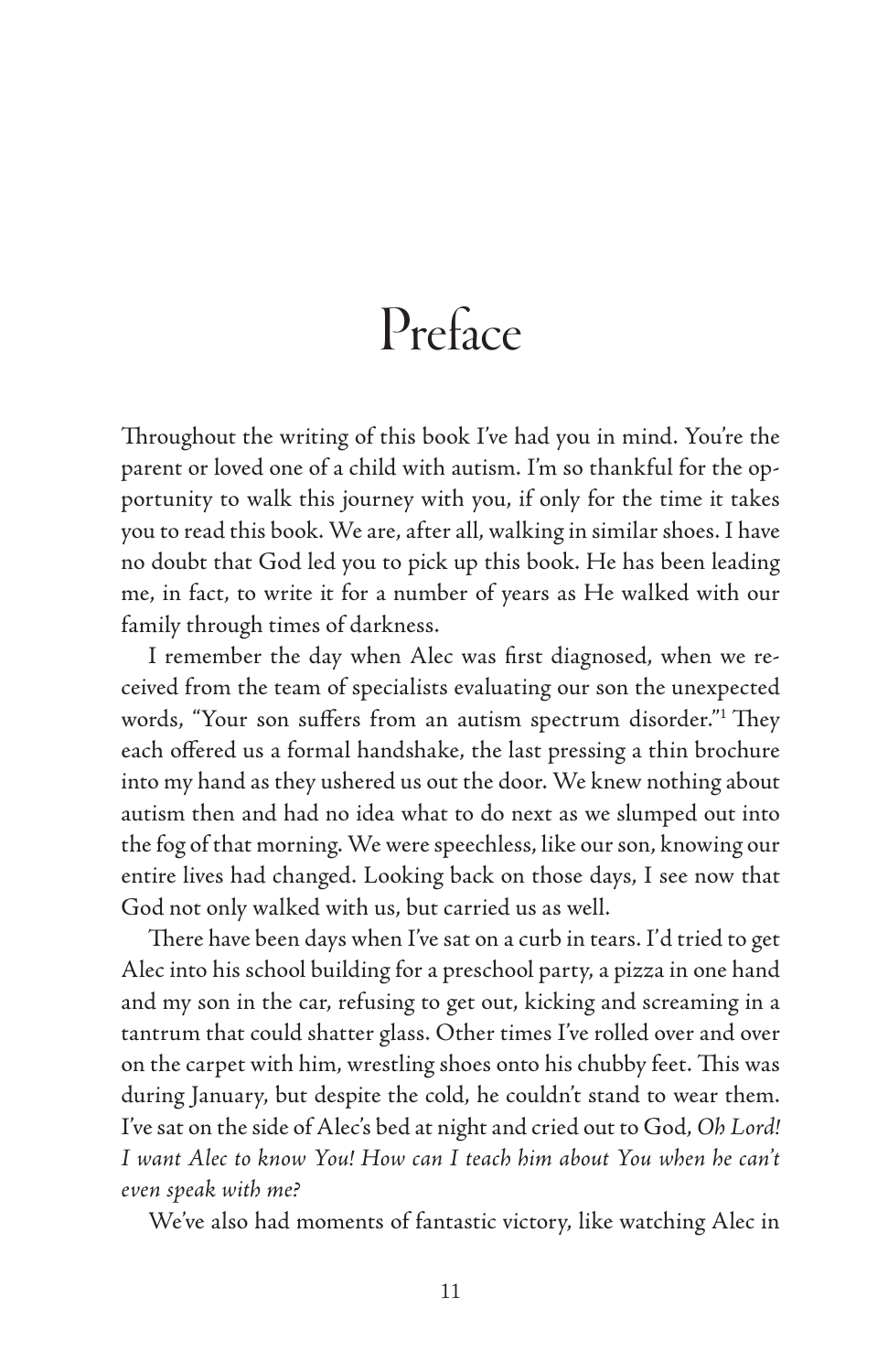# Preface

Throughout the writing of this book I've had you in mind. You're the parent or loved one of a child with autism. I'm so thankful for the opportunity to walk this journey with you, if only for the time it takes you to read this book. We are, after all, walking in similar shoes. I have no doubt that God led you to pick up this book. He has been leading me, in fact, to write it for a number of years as He walked with our family through times of darkness.

I remember the day when Alec was first diagnosed, when we received from the team of specialists evaluating our son the unexpected words, "Your son suffers from an autism spectrum disorder."[1] They each offered us a formal handshake, the last pressing a thin brochure into my hand as they ushered us out the door. We knew nothing about autism then and had no idea what to do next as we slumped out into the fog of that morning. We were speechless, like our son, knowing our entire lives had changed. Looking back on those days, I see now that God not only walked with us, but carried us as well.

There have been days when I've sat on a curb in tears. I'd tried to get Alec into his school building for a preschool party, a pizza in one hand and my son in the car, refusing to get out, kicking and screaming in a tantrum that could shatter glass. Other times I've rolled over and over on the carpet with him, wrestling shoes onto his chubby feet. This was during January, but despite the cold, he couldn't stand to wear them. I've sat on the side of Alec's bed at night and cried out to God, *Oh Lord! I want Alec to know You! How can I teach him about You when he can't even speak with me?*

We've also had moments of fantastic victory, like watching Alec in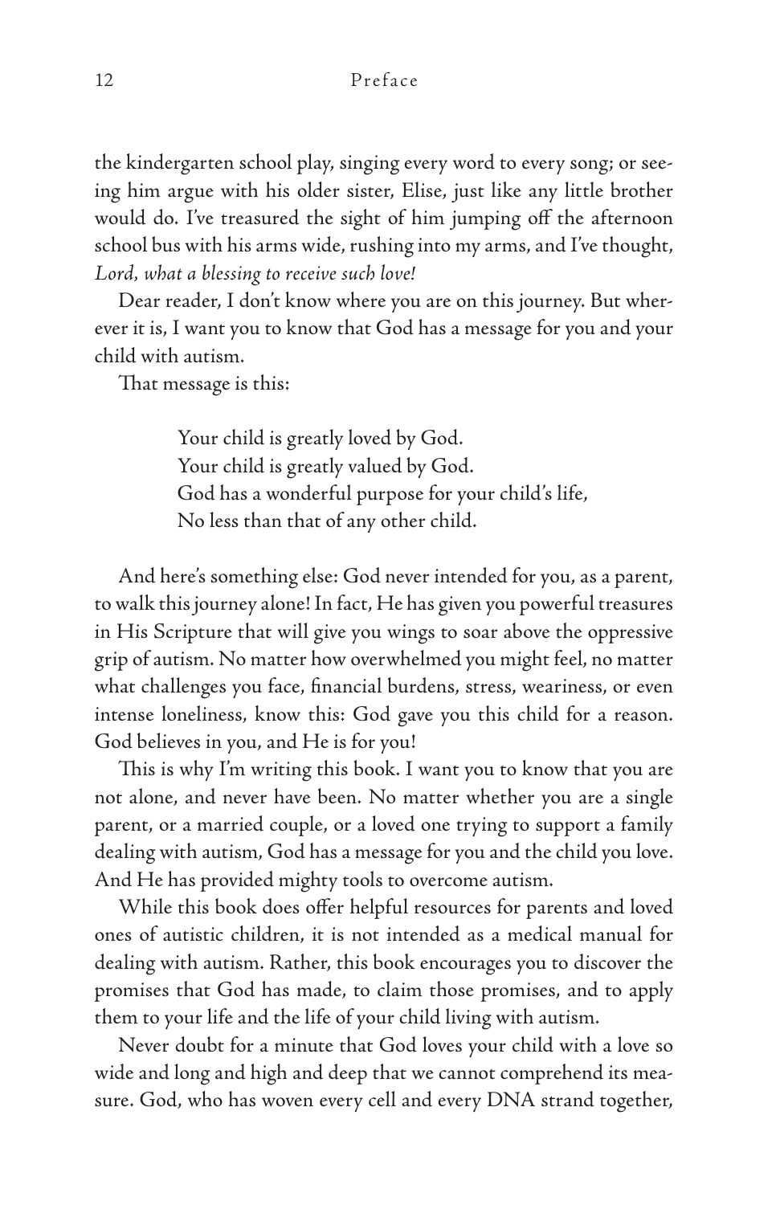the kindergarten school play, singing every word to every song; or seeing him argue with his older sister, Elise, just like any little brother would do. I've treasured the sight of him jumping off the afternoon school bus with his arms wide, rushing into my arms, and I've thought, *Lord, what a blessing to receive such love!*

Dear reader, I don't know where you are on this journey. But wherever it is, I want you to know that God has a message for you and your child with autism.

That message is this:

> Your child is greatly loved by God.
> Your child is greatly valued by God.
> God has a wonderful purpose for your child's life,
> No less than that of any other child.

And here's something else: God never intended for you, as a parent, to walk this journey alone! In fact, He has given you powerful treasures in His Scripture that will give you wings to soar above the oppressive grip of autism. No matter how overwhelmed you might feel, no matter what challenges you face, financial burdens, stress, weariness, or even intense loneliness, know this: God gave you this child for a reason. God believes in you, and He is for you!

This is why I'm writing this book. I want you to know that you are not alone, and never have been. No matter whether you are a single parent, or a married couple, or a loved one trying to support a family dealing with autism, God has a message for you and the child you love. And He has provided mighty tools to overcome autism.

While this book does offer helpful resources for parents and loved ones of autistic children, it is not intended as a medical manual for dealing with autism. Rather, this book encourages you to discover the promises that God has made, to claim those promises, and to apply them to your life and the life of your child living with autism.

Never doubt for a minute that God loves your child with a love so wide and long and high and deep that we cannot comprehend its measure. God, who has woven every cell and every DNA strand together,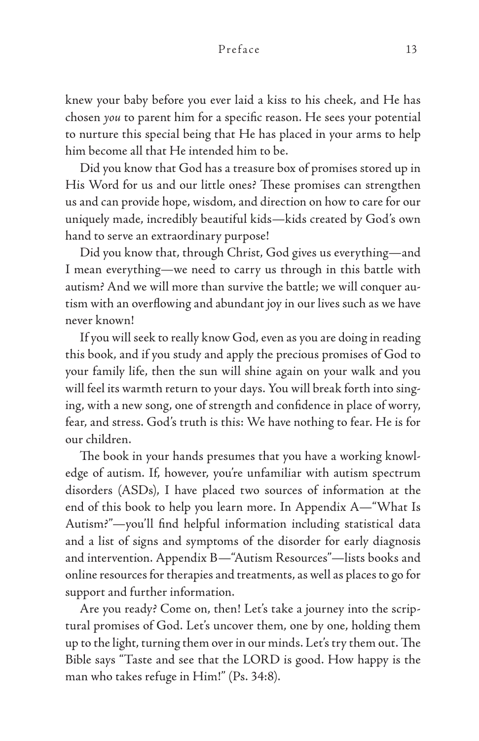knew your baby before you ever laid a kiss to his cheek, and He has chosen *you* to parent him for a specific reason. He sees your potential to nurture this special being that He has placed in your arms to help him become all that He intended him to be.

Did you know that God has a treasure box of promises stored up in His Word for us and our little ones? These promises can strengthen us and can provide hope, wisdom, and direction on how to care for our uniquely made, incredibly beautiful kids—kids created by God's own hand to serve an extraordinary purpose!

Did you know that, through Christ, God gives us everything—and I mean everything—we need to carry us through in this battle with autism? And we will more than survive the battle; we will conquer autism with an overflowing and abundant joy in our lives such as we have never known!

If you will seek to really know God, even as you are doing in reading this book, and if you study and apply the precious promises of God to your family life, then the sun will shine again on your walk and you will feel its warmth return to your days. You will break forth into singing, with a new song, one of strength and confidence in place of worry, fear, and stress. God's truth is this: We have nothing to fear. He is for our children.

The book in your hands presumes that you have a working knowledge of autism. If, however, you're unfamiliar with autism spectrum disorders (ASDs), I have placed two sources of information at the end of this book to help you learn more. In Appendix A—"What Is Autism?"—you'll find helpful information including statistical data and a list of signs and symptoms of the disorder for early diagnosis and intervention. Appendix B—"Autism Resources"—lists books and online resources for therapies and treatments, as well as places to go for support and further information.

Are you ready? Come on, then! Let's take a journey into the scriptural promises of God. Let's uncover them, one by one, holding them up to the light, turning them over in our minds. Let's try them out. The Bible says "Taste and see that the LORD is good. How happy is the man who takes refuge in Him!" (Ps. 34:8).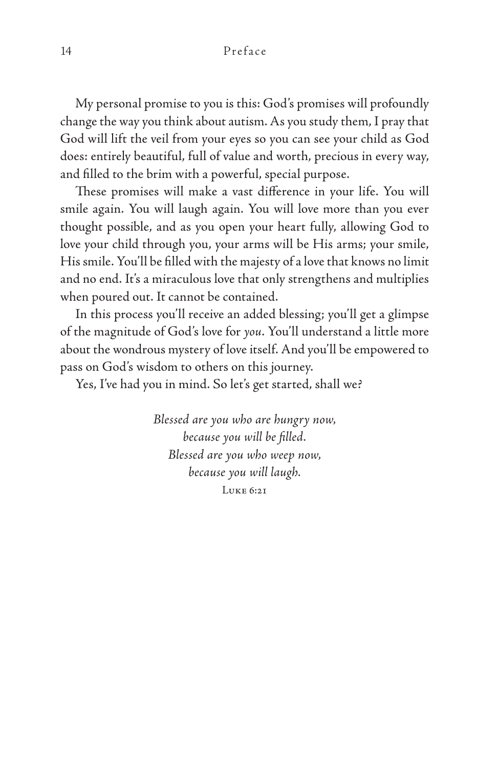My personal promise to you is this: God's promises will profoundly change the way you think about autism. As you study them, I pray that God will lift the veil from your eyes so you can see your child as God does: entirely beautiful, full of value and worth, precious in every way, and filled to the brim with a powerful, special purpose.

These promises will make a vast difference in your life. You will smile again. You will laugh again. You will love more than you ever thought possible, and as you open your heart fully, allowing God to love your child through you, your arms will be His arms; your smile, His smile. You'll be filled with the majesty of a love that knows no limit and no end. It's a miraculous love that only strengthens and multiplies when poured out. It cannot be contained.

In this process you'll receive an added blessing; you'll get a glimpse of the magnitude of God's love for *you*. You'll understand a little more about the wondrous mystery of love itself. And you'll be empowered to pass on God's wisdom to others on this journey.

Yes, I've had you in mind. So let's get started, shall we?

*Blessed are you who are hungry now,*
*because you will be filled.*
*Blessed are you who weep now,*
*because you will laugh.*
Luke 6:21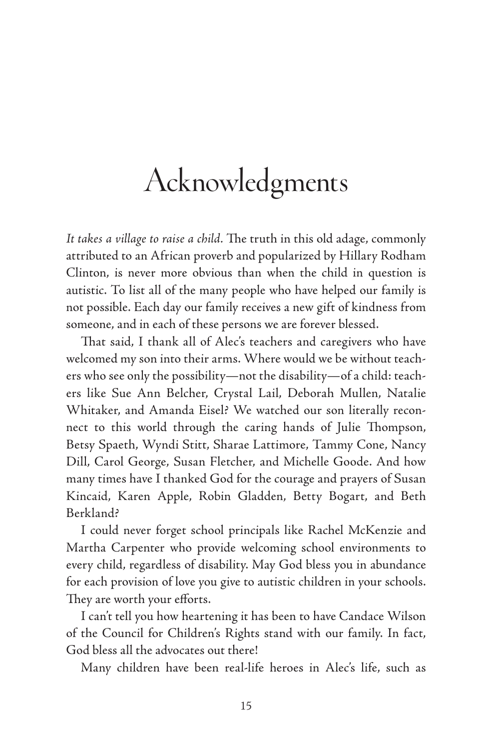# Acknowledgments

*It takes a village to raise a child*. The truth in this old adage, commonly attributed to an African proverb and popularized by Hillary Rodham Clinton, is never more obvious than when the child in question is autistic. To list all of the many people who have helped our family is not possible. Each day our family receives a new gift of kindness from someone, and in each of these persons we are forever blessed.

That said, I thank all of Alec's teachers and caregivers who have welcomed my son into their arms. Where would we be without teachers who see only the possibility—not the disability—of a child: teachers like Sue Ann Belcher, Crystal Lail, Deborah Mullen, Natalie Whitaker, and Amanda Eisel? We watched our son literally reconnect to this world through the caring hands of Julie Thompson, Betsy Spaeth, Wyndi Stitt, Sharae Lattimore, Tammy Cone, Nancy Dill, Carol George, Susan Fletcher, and Michelle Goode. And how many times have I thanked God for the courage and prayers of Susan Kincaid, Karen Apple, Robin Gladden, Betty Bogart, and Beth Berkland?

I could never forget school principals like Rachel McKenzie and Martha Carpenter who provide welcoming school environments to every child, regardless of disability. May God bless you in abundance for each provision of love you give to autistic children in your schools. They are worth your efforts.

I can't tell you how heartening it has been to have Candace Wilson of the Council for Children's Rights stand with our family. In fact, God bless all the advocates out there!

Many children have been real-life heroes in Alec's life, such as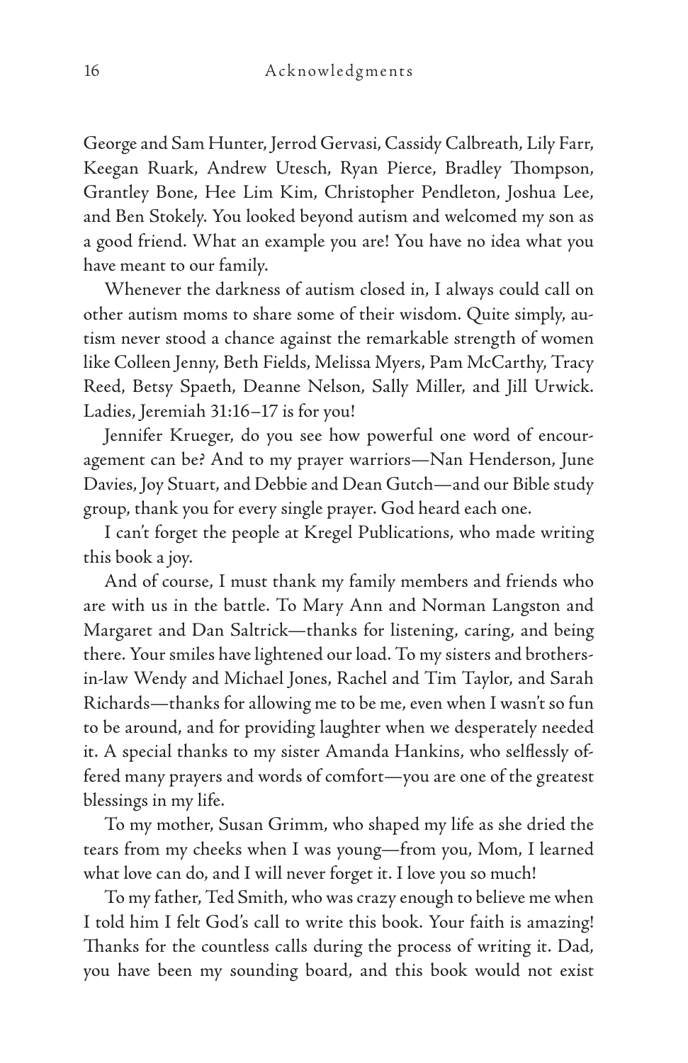George and Sam Hunter, Jerrod Gervasi, Cassidy Calbreath, Lily Farr, Keegan Ruark, Andrew Utesch, Ryan Pierce, Bradley Thompson, Grantley Bone, Hee Lim Kim, Christopher Pendleton, Joshua Lee, and Ben Stokely. You looked beyond autism and welcomed my son as a good friend. What an example you are! You have no idea what you have meant to our family.

Whenever the darkness of autism closed in, I always could call on other autism moms to share some of their wisdom. Quite simply, autism never stood a chance against the remarkable strength of women like Colleen Jenny, Beth Fields, Melissa Myers, Pam McCarthy, Tracy Reed, Betsy Spaeth, Deanne Nelson, Sally Miller, and Jill Urwick. Ladies, Jeremiah 31:16–17 is for you!

Jennifer Krueger, do you see how powerful one word of encouragement can be? And to my prayer warriors—Nan Henderson, June Davies, Joy Stuart, and Debbie and Dean Gutch—and our Bible study group, thank you for every single prayer. God heard each one.

I can't forget the people at Kregel Publications, who made writing this book a joy.

And of course, I must thank my family members and friends who are with us in the battle. To Mary Ann and Norman Langston and Margaret and Dan Saltrick—thanks for listening, caring, and being there. Your smiles have lightened our load. To my sisters and brothers-in-law Wendy and Michael Jones, Rachel and Tim Taylor, and Sarah Richards—thanks for allowing me to be me, even when I wasn't so fun to be around, and for providing laughter when we desperately needed it. A special thanks to my sister Amanda Hankins, who selflessly offered many prayers and words of comfort—you are one of the greatest blessings in my life.

To my mother, Susan Grimm, who shaped my life as she dried the tears from my cheeks when I was young—from you, Mom, I learned what love can do, and I will never forget it. I love you so much!

To my father, Ted Smith, who was crazy enough to believe me when I told him I felt God's call to write this book. Your faith is amazing! Thanks for the countless calls during the process of writing it. Dad, you have been my sounding board, and this book would not exist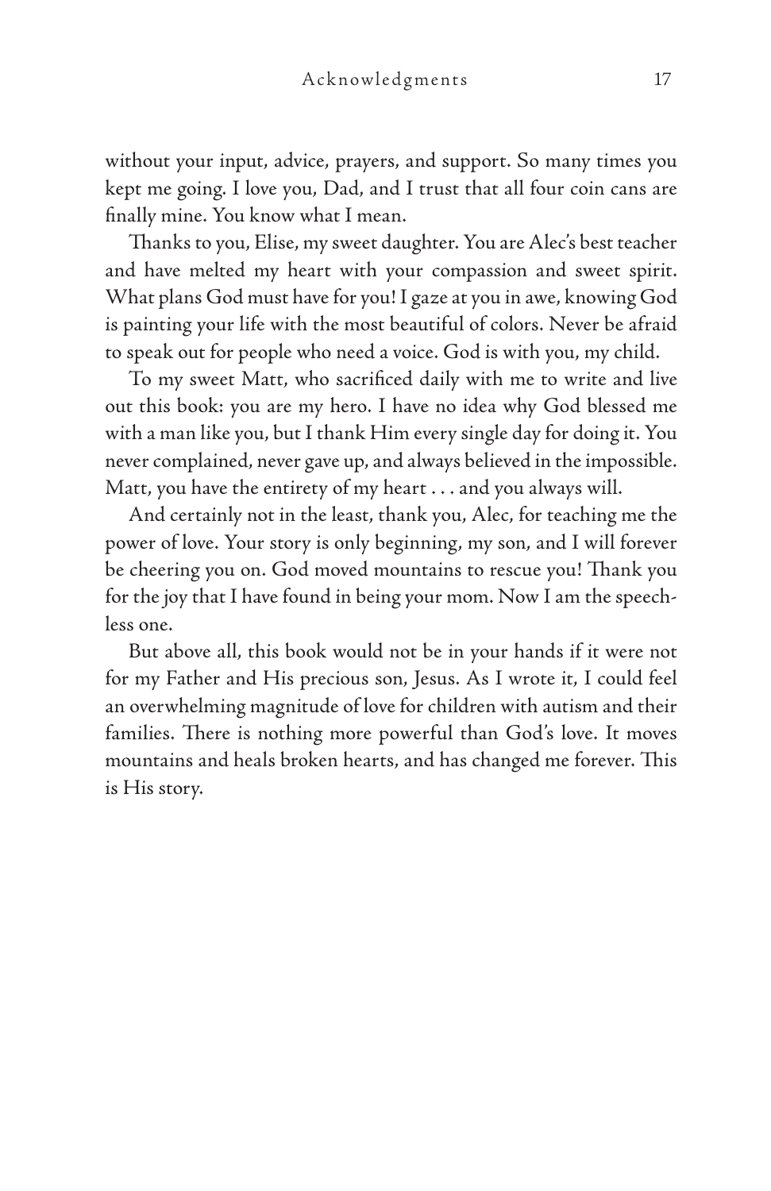without your input, advice, prayers, and support. So many times you kept me going. I love you, Dad, and I trust that all four coin cans are finally mine. You know what I mean.

Thanks to you, Elise, my sweet daughter. You are Alec's best teacher and have melted my heart with your compassion and sweet spirit. What plans God must have for you! I gaze at you in awe, knowing God is painting your life with the most beautiful of colors. Never be afraid to speak out for people who need a voice. God is with you, my child.

To my sweet Matt, who sacrificed daily with me to write and live out this book: you are my hero. I have no idea why God blessed me with a man like you, but I thank Him every single day for doing it. You never complained, never gave up, and always believed in the impossible. Matt, you have the entirety of my heart . . . and you always will.

And certainly not in the least, thank you, Alec, for teaching me the power of love. Your story is only beginning, my son, and I will forever be cheering you on. God moved mountains to rescue you! Thank you for the joy that I have found in being your mom. Now I am the speechless one.

But above all, this book would not be in your hands if it were not for my Father and His precious son, Jesus. As I wrote it, I could feel an overwhelming magnitude of love for children with autism and their families. There is nothing more powerful than God's love. It moves mountains and heals broken hearts, and has changed me forever. This is His story.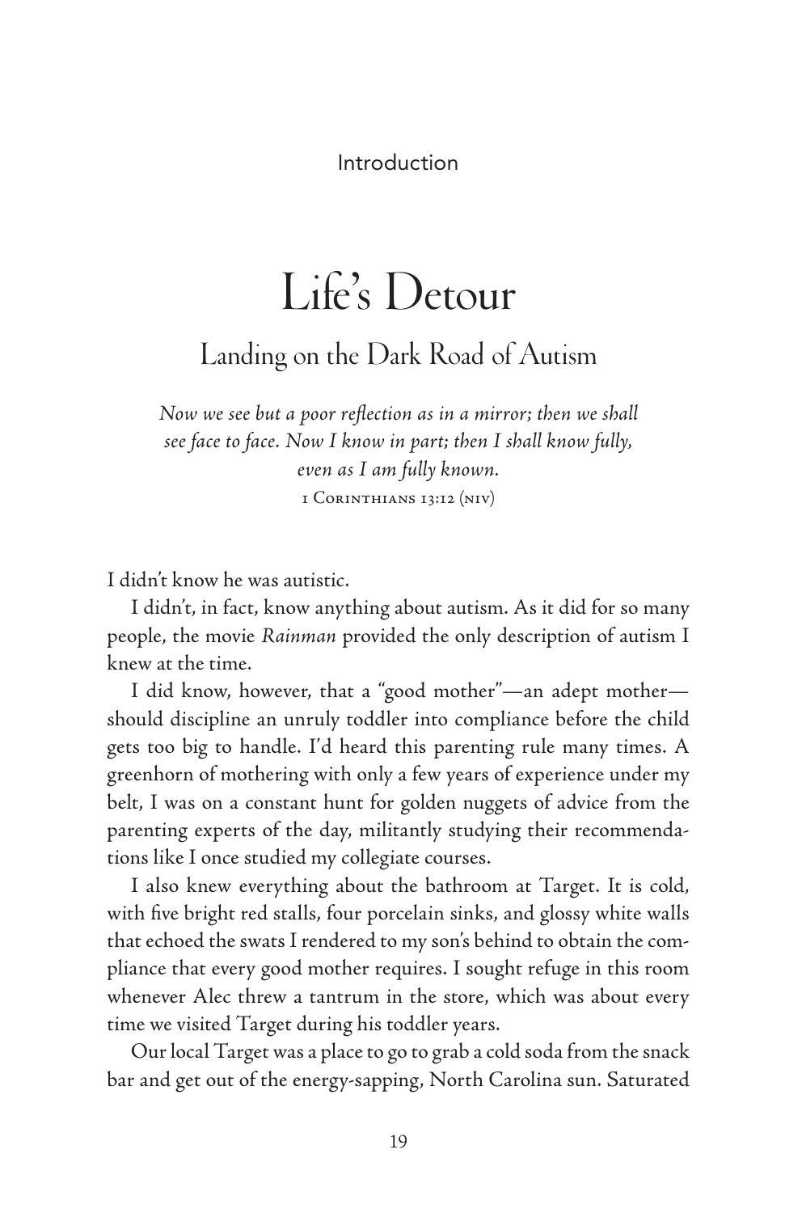Introduction

# Life's Detour

## Landing on the Dark Road of Autism

*Now we see but a poor reflection as in a mirror; then we shall see face to face. Now I know in part; then I shall know fully, even as I am fully known.*

1 Corinthians 13:12 (niv)

I didn't know he was autistic.

I didn't, in fact, know anything about autism. As it did for so many people, the movie *Rainman* provided the only description of autism I knew at the time.

I did know, however, that a "good mother"—an adept mother—should discipline an unruly toddler into compliance before the child gets too big to handle. I'd heard this parenting rule many times. A greenhorn of mothering with only a few years of experience under my belt, I was on a constant hunt for golden nuggets of advice from the parenting experts of the day, militantly studying their recommendations like I once studied my collegiate courses.

I also knew everything about the bathroom at Target. It is cold, with five bright red stalls, four porcelain sinks, and glossy white walls that echoed the swats I rendered to my son's behind to obtain the compliance that every good mother requires. I sought refuge in this room whenever Alec threw a tantrum in the store, which was about every time we visited Target during his toddler years.

Our local Target was a place to go to grab a cold soda from the snack bar and get out of the energy-sapping, North Carolina sun. Saturated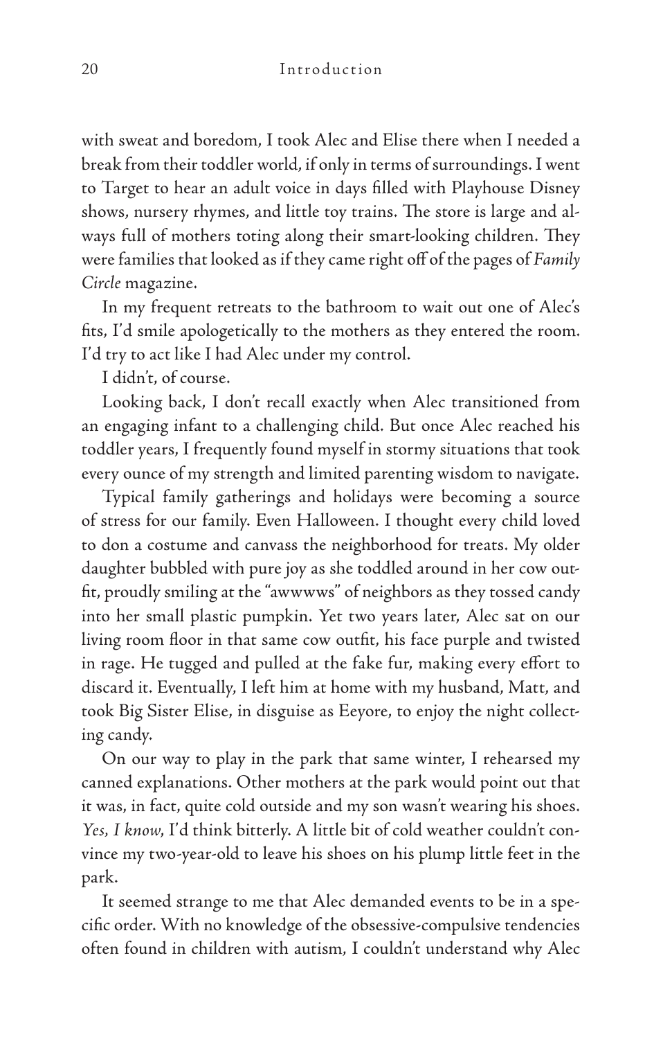with sweat and boredom, I took Alec and Elise there when I needed a break from their toddler world, if only in terms of surroundings. I went to Target to hear an adult voice in days filled with Playhouse Disney shows, nursery rhymes, and little toy trains. The store is large and always full of mothers toting along their smart-looking children. They were families that looked as if they came right off of the pages of *Family Circle* magazine.

In my frequent retreats to the bathroom to wait out one of Alec's fits, I'd smile apologetically to the mothers as they entered the room. I'd try to act like I had Alec under my control.

I didn't, of course.

Looking back, I don't recall exactly when Alec transitioned from an engaging infant to a challenging child. But once Alec reached his toddler years, I frequently found myself in stormy situations that took every ounce of my strength and limited parenting wisdom to navigate.

Typical family gatherings and holidays were becoming a source of stress for our family. Even Halloween. I thought every child loved to don a costume and canvass the neighborhood for treats. My older daughter bubbled with pure joy as she toddled around in her cow outfit, proudly smiling at the "awwwws" of neighbors as they tossed candy into her small plastic pumpkin. Yet two years later, Alec sat on our living room floor in that same cow outfit, his face purple and twisted in rage. He tugged and pulled at the fake fur, making every effort to discard it. Eventually, I left him at home with my husband, Matt, and took Big Sister Elise, in disguise as Eeyore, to enjoy the night collecting candy.

On our way to play in the park that same winter, I rehearsed my canned explanations. Other mothers at the park would point out that it was, in fact, quite cold outside and my son wasn't wearing his shoes. *Yes, I know*, I'd think bitterly. A little bit of cold weather couldn't convince my two-year-old to leave his shoes on his plump little feet in the park.

It seemed strange to me that Alec demanded events to be in a specific order. With no knowledge of the obsessive-compulsive tendencies often found in children with autism, I couldn't understand why Alec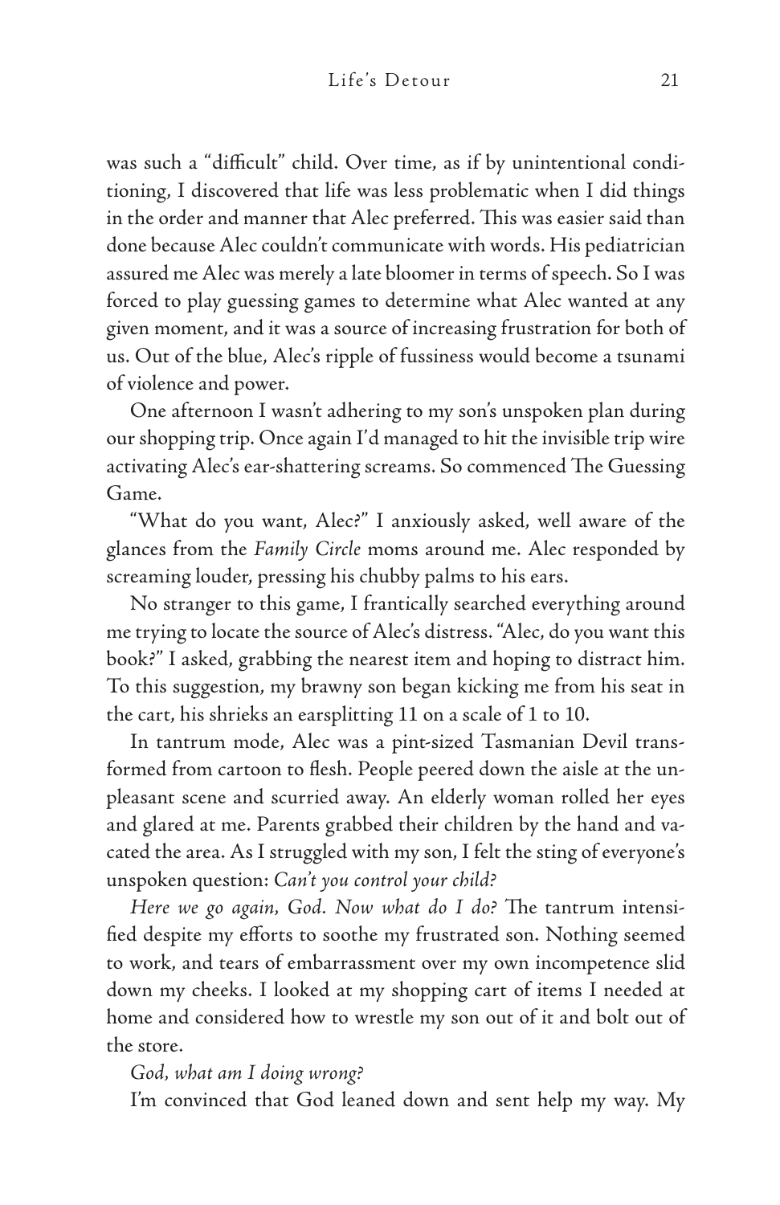was such a "difficult" child. Over time, as if by unintentional conditioning, I discovered that life was less problematic when I did things in the order and manner that Alec preferred. This was easier said than done because Alec couldn't communicate with words. His pediatrician assured me Alec was merely a late bloomer in terms of speech. So I was forced to play guessing games to determine what Alec wanted at any given moment, and it was a source of increasing frustration for both of us. Out of the blue, Alec's ripple of fussiness would become a tsunami of violence and power.

One afternoon I wasn't adhering to my son's unspoken plan during our shopping trip. Once again I'd managed to hit the invisible trip wire activating Alec's ear-shattering screams. So commenced The Guessing Game.

"What do you want, Alec?" I anxiously asked, well aware of the glances from the *Family Circle* moms around me. Alec responded by screaming louder, pressing his chubby palms to his ears.

No stranger to this game, I frantically searched everything around me trying to locate the source of Alec's distress. "Alec, do you want this book?" I asked, grabbing the nearest item and hoping to distract him. To this suggestion, my brawny son began kicking me from his seat in the cart, his shrieks an earsplitting 11 on a scale of 1 to 10.

In tantrum mode, Alec was a pint-sized Tasmanian Devil transformed from cartoon to flesh. People peered down the aisle at the unpleasant scene and scurried away. An elderly woman rolled her eyes and glared at me. Parents grabbed their children by the hand and vacated the area. As I struggled with my son, I felt the sting of everyone's unspoken question: *Can't you control your child?*

*Here we go again, God. Now what do I do?* The tantrum intensified despite my efforts to soothe my frustrated son. Nothing seemed to work, and tears of embarrassment over my own incompetence slid down my cheeks. I looked at my shopping cart of items I needed at home and considered how to wrestle my son out of it and bolt out of the store.

*God, what am I doing wrong?*

I'm convinced that God leaned down and sent help my way. My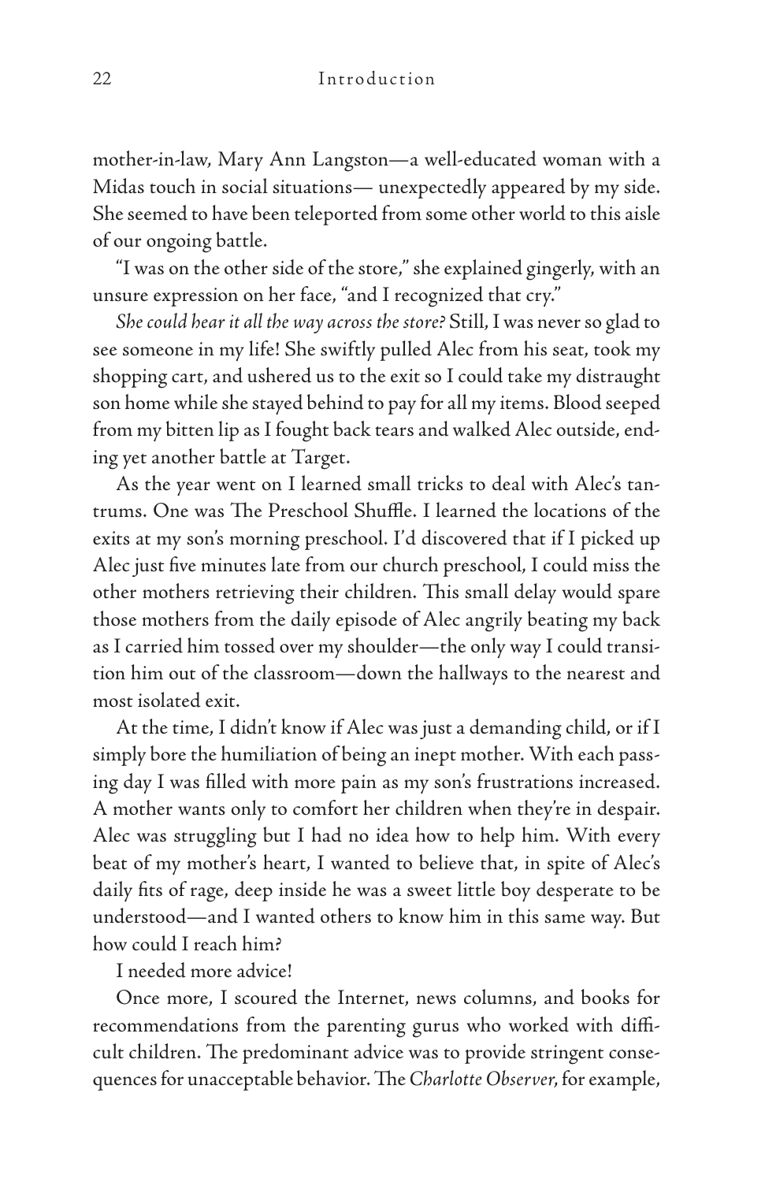mother-in-law, Mary Ann Langston—a well-educated woman with a Midas touch in social situations— unexpectedly appeared by my side. She seemed to have been teleported from some other world to this aisle of our ongoing battle.

"I was on the other side of the store," she explained gingerly, with an unsure expression on her face, "and I recognized that cry."

*She could hear it all the way across the store?* Still, I was never so glad to see someone in my life! She swiftly pulled Alec from his seat, took my shopping cart, and ushered us to the exit so I could take my distraught son home while she stayed behind to pay for all my items. Blood seeped from my bitten lip as I fought back tears and walked Alec outside, ending yet another battle at Target.

As the year went on I learned small tricks to deal with Alec's tantrums. One was The Preschool Shuffle. I learned the locations of the exits at my son's morning preschool. I'd discovered that if I picked up Alec just five minutes late from our church preschool, I could miss the other mothers retrieving their children. This small delay would spare those mothers from the daily episode of Alec angrily beating my back as I carried him tossed over my shoulder—the only way I could transition him out of the classroom—down the hallways to the nearest and most isolated exit.

At the time, I didn't know if Alec was just a demanding child, or if I simply bore the humiliation of being an inept mother. With each passing day I was filled with more pain as my son's frustrations increased. A mother wants only to comfort her children when they're in despair. Alec was struggling but I had no idea how to help him. With every beat of my mother's heart, I wanted to believe that, in spite of Alec's daily fits of rage, deep inside he was a sweet little boy desperate to be understood—and I wanted others to know him in this same way. But how could I reach him?

I needed more advice!

Once more, I scoured the Internet, news columns, and books for recommendations from the parenting gurus who worked with difficult children. The predominant advice was to provide stringent consequences for unacceptable behavior. The *Charlotte Observer*, for example,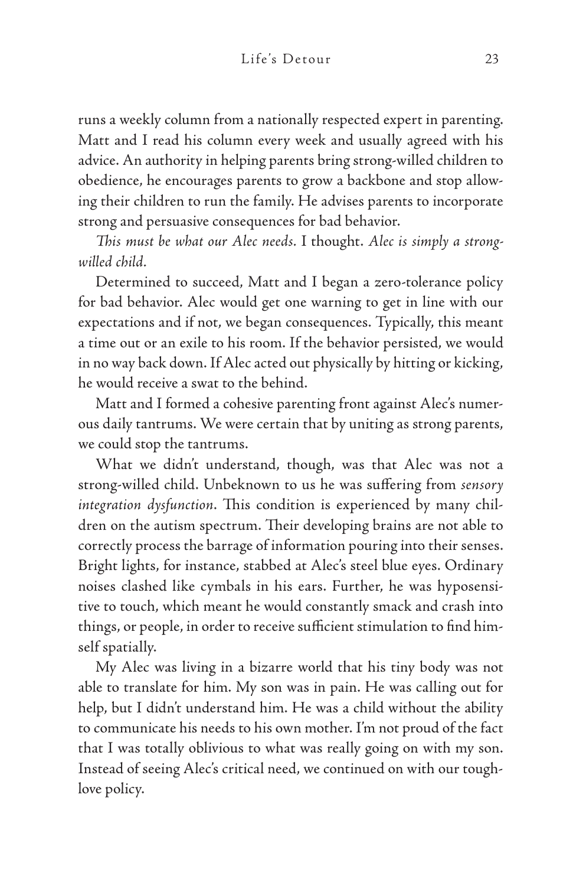runs a weekly column from a nationally respected expert in parenting. Matt and I read his column every week and usually agreed with his advice. An authority in helping parents bring strong-willed children to obedience, he encourages parents to grow a backbone and stop allowing their children to run the family. He advises parents to incorporate strong and persuasive consequences for bad behavior.

*This must be what our Alec needs.* I thought. *Alec is simply a strong-willed child.*

Determined to succeed, Matt and I began a zero-tolerance policy for bad behavior. Alec would get one warning to get in line with our expectations and if not, we began consequences. Typically, this meant a time out or an exile to his room. If the behavior persisted, we would in no way back down. If Alec acted out physically by hitting or kicking, he would receive a swat to the behind.

Matt and I formed a cohesive parenting front against Alec's numerous daily tantrums. We were certain that by uniting as strong parents, we could stop the tantrums.

What we didn't understand, though, was that Alec was not a strong-willed child. Unbeknown to us he was suffering from *sensory integration dysfunction*. This condition is experienced by many children on the autism spectrum. Their developing brains are not able to correctly process the barrage of information pouring into their senses. Bright lights, for instance, stabbed at Alec's steel blue eyes. Ordinary noises clashed like cymbals in his ears. Further, he was hyposensitive to touch, which meant he would constantly smack and crash into things, or people, in order to receive sufficient stimulation to find himself spatially.

My Alec was living in a bizarre world that his tiny body was not able to translate for him. My son was in pain. He was calling out for help, but I didn't understand him. He was a child without the ability to communicate his needs to his own mother. I'm not proud of the fact that I was totally oblivious to what was really going on with my son. Instead of seeing Alec's critical need, we continued on with our tough-love policy.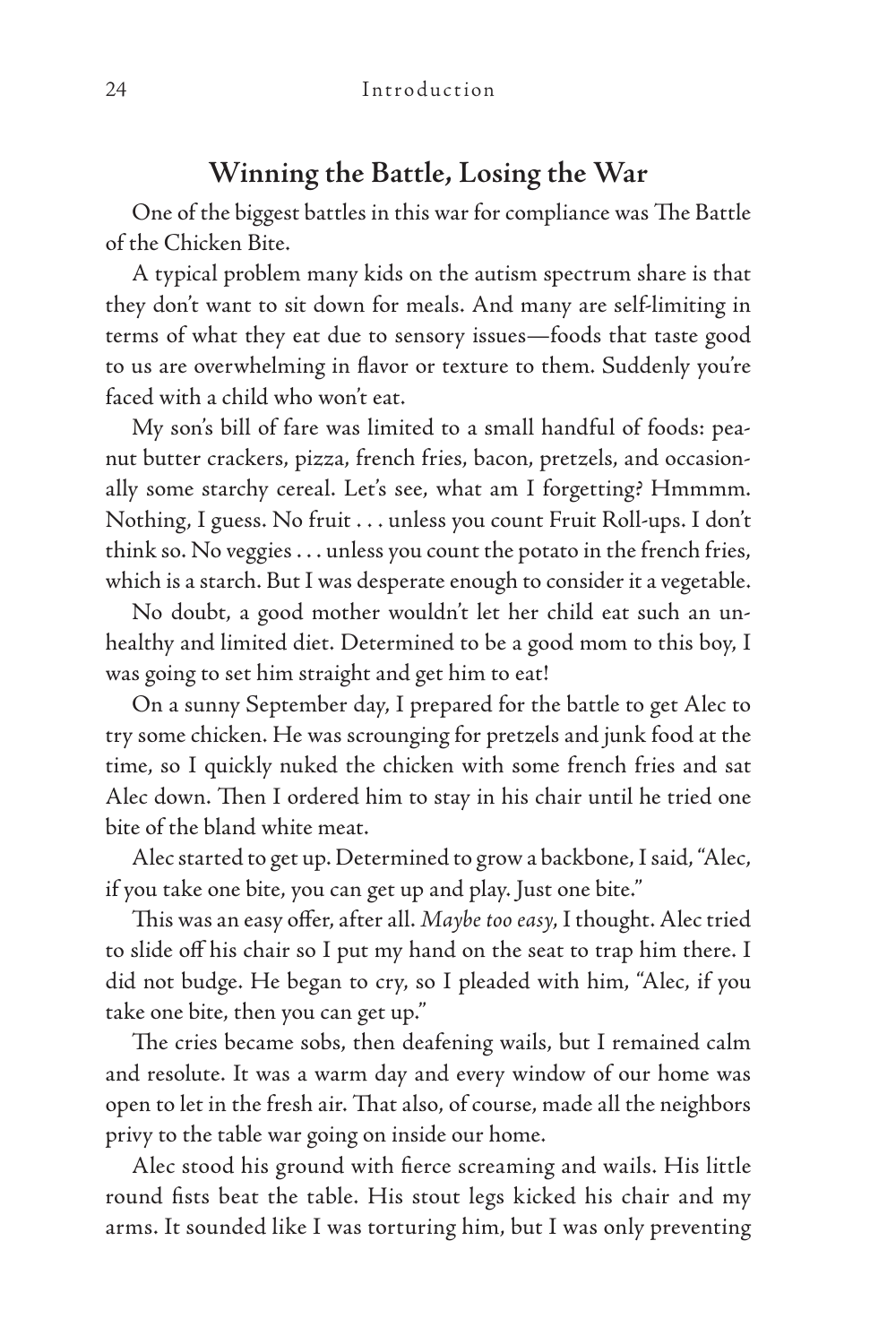## Winning the Battle, Losing the War

One of the biggest battles in this war for compliance was The Battle of the Chicken Bite.

A typical problem many kids on the autism spectrum share is that they don't want to sit down for meals. And many are self-limiting in terms of what they eat due to sensory issues—foods that taste good to us are overwhelming in flavor or texture to them. Suddenly you're faced with a child who won't eat.

My son's bill of fare was limited to a small handful of foods: peanut butter crackers, pizza, french fries, bacon, pretzels, and occasionally some starchy cereal. Let's see, what am I forgetting? Hmmmm. Nothing, I guess. No fruit . . . unless you count Fruit Roll-ups. I don't think so. No veggies . . . unless you count the potato in the french fries, which is a starch. But I was desperate enough to consider it a vegetable.

No doubt, a good mother wouldn't let her child eat such an unhealthy and limited diet. Determined to be a good mom to this boy, I was going to set him straight and get him to eat!

On a sunny September day, I prepared for the battle to get Alec to try some chicken. He was scrounging for pretzels and junk food at the time, so I quickly nuked the chicken with some french fries and sat Alec down. Then I ordered him to stay in his chair until he tried one bite of the bland white meat.

Alec started to get up. Determined to grow a backbone, I said, "Alec, if you take one bite, you can get up and play. Just one bite."

This was an easy offer, after all. *Maybe too easy*, I thought. Alec tried to slide off his chair so I put my hand on the seat to trap him there. I did not budge. He began to cry, so I pleaded with him, "Alec, if you take one bite, then you can get up."

The cries became sobs, then deafening wails, but I remained calm and resolute. It was a warm day and every window of our home was open to let in the fresh air. That also, of course, made all the neighbors privy to the table war going on inside our home.

Alec stood his ground with fierce screaming and wails. His little round fists beat the table. His stout legs kicked his chair and my arms. It sounded like I was torturing him, but I was only preventing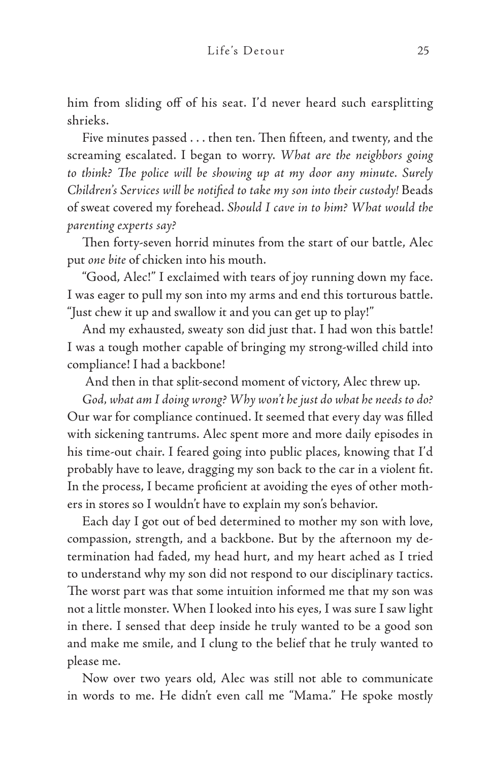him from sliding off of his seat. I'd never heard such earsplitting shrieks.

Five minutes passed . . . then ten. Then fifteen, and twenty, and the screaming escalated. I began to worry. *What are the neighbors going to think? The police will be showing up at my door any minute. Surely Children's Services will be notified to take my son into their custody!* Beads of sweat covered my forehead. *Should I cave in to him? What would the parenting experts say?*

Then forty-seven horrid minutes from the start of our battle, Alec put *one bite* of chicken into his mouth.

"Good, Alec!" I exclaimed with tears of joy running down my face. I was eager to pull my son into my arms and end this torturous battle. "Just chew it up and swallow it and you can get up to play!"

And my exhausted, sweaty son did just that. I had won this battle! I was a tough mother capable of bringing my strong-willed child into compliance! I had a backbone!

And then in that split-second moment of victory, Alec threw up.

*God, what am I doing wrong? Why won't he just do what he needs to do?* Our war for compliance continued. It seemed that every day was filled with sickening tantrums. Alec spent more and more daily episodes in his time-out chair. I feared going into public places, knowing that I'd probably have to leave, dragging my son back to the car in a violent fit. In the process, I became proficient at avoiding the eyes of other mothers in stores so I wouldn't have to explain my son's behavior.

Each day I got out of bed determined to mother my son with love, compassion, strength, and a backbone. But by the afternoon my determination had faded, my head hurt, and my heart ached as I tried to understand why my son did not respond to our disciplinary tactics. The worst part was that some intuition informed me that my son was not a little monster. When I looked into his eyes, I was sure I saw light in there. I sensed that deep inside he truly wanted to be a good son and make me smile, and I clung to the belief that he truly wanted to please me.

Now over two years old, Alec was still not able to communicate in words to me. He didn't even call me "Mama." He spoke mostly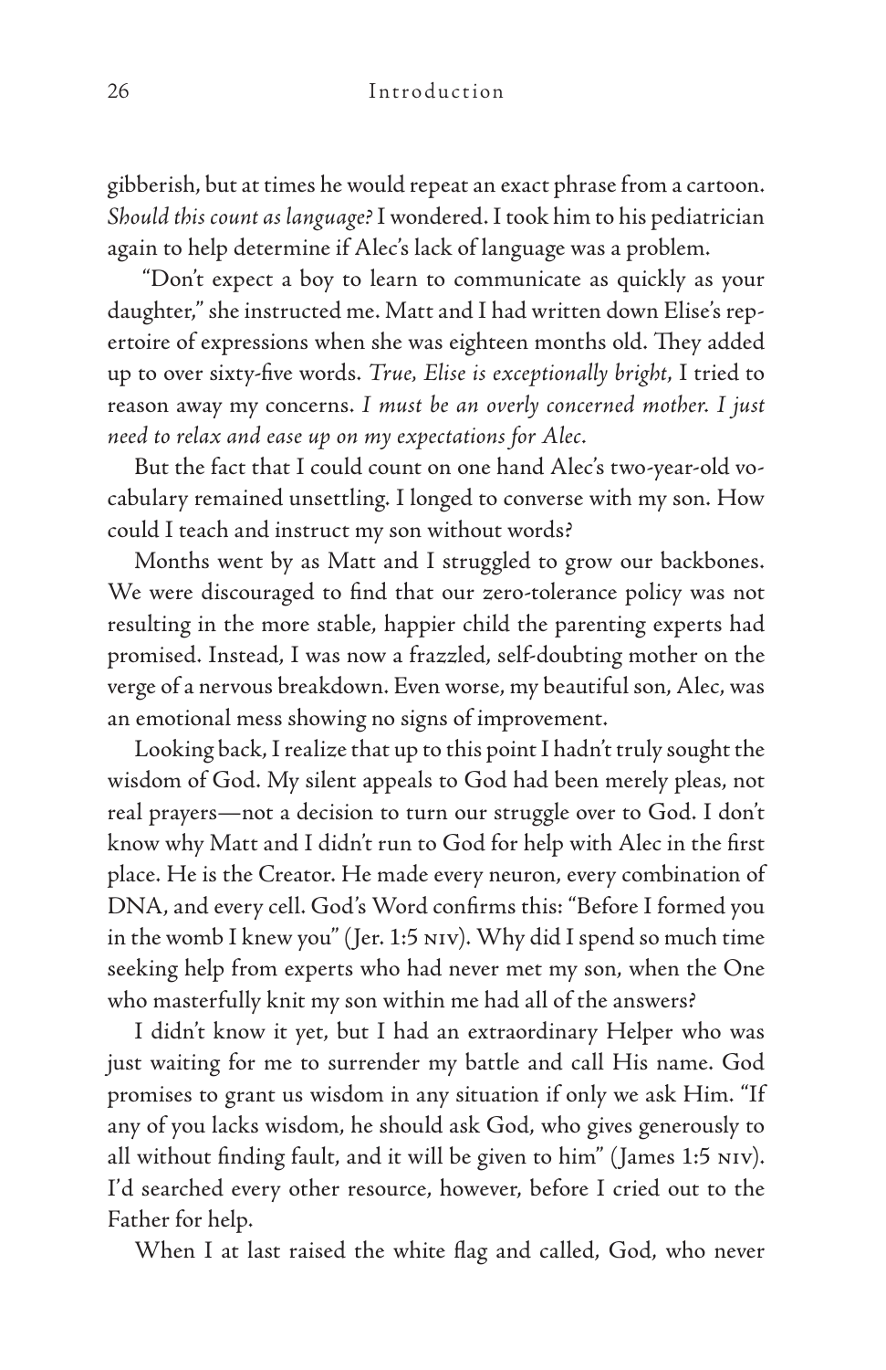gibberish, but at times he would repeat an exact phrase from a cartoon. *Should this count as language?* I wondered. I took him to his pediatrician again to help determine if Alec's lack of language was a problem.

"Don't expect a boy to learn to communicate as quickly as your daughter," she instructed me. Matt and I had written down Elise's repertoire of expressions when she was eighteen months old. They added up to over sixty-five words. *True, Elise is exceptionally bright*, I tried to reason away my concerns. *I must be an overly concerned mother. I just need to relax and ease up on my expectations for Alec.*

But the fact that I could count on one hand Alec's two-year-old vocabulary remained unsettling. I longed to converse with my son. How could I teach and instruct my son without words?

Months went by as Matt and I struggled to grow our backbones. We were discouraged to find that our zero-tolerance policy was not resulting in the more stable, happier child the parenting experts had promised. Instead, I was now a frazzled, self-doubting mother on the verge of a nervous breakdown. Even worse, my beautiful son, Alec, was an emotional mess showing no signs of improvement.

Looking back, I realize that up to this point I hadn't truly sought the wisdom of God. My silent appeals to God had been merely pleas, not real prayers—not a decision to turn our struggle over to God. I don't know why Matt and I didn't run to God for help with Alec in the first place. He is the Creator. He made every neuron, every combination of DNA, and every cell. God's Word confirms this: "Before I formed you in the womb I knew you" (Jer. 1:5 NIV). Why did I spend so much time seeking help from experts who had never met my son, when the One who masterfully knit my son within me had all of the answers?

I didn't know it yet, but I had an extraordinary Helper who was just waiting for me to surrender my battle and call His name. God promises to grant us wisdom in any situation if only we ask Him. "If any of you lacks wisdom, he should ask God, who gives generously to all without finding fault, and it will be given to him" (James 1:5 NIV). I'd searched every other resource, however, before I cried out to the Father for help.

When I at last raised the white flag and called, God, who never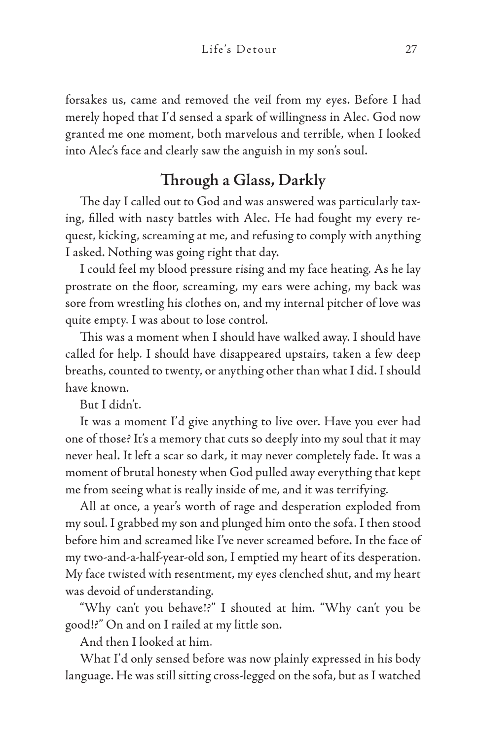forsakes us, came and removed the veil from my eyes. Before I had merely hoped that I'd sensed a spark of willingness in Alec. God now granted me one moment, both marvelous and terrible, when I looked into Alec's face and clearly saw the anguish in my son's soul.

## Through a Glass, Darkly

The day I called out to God and was answered was particularly taxing, filled with nasty battles with Alec. He had fought my every request, kicking, screaming at me, and refusing to comply with anything I asked. Nothing was going right that day.

I could feel my blood pressure rising and my face heating. As he lay prostrate on the floor, screaming, my ears were aching, my back was sore from wrestling his clothes on, and my internal pitcher of love was quite empty. I was about to lose control.

This was a moment when I should have walked away. I should have called for help. I should have disappeared upstairs, taken a few deep breaths, counted to twenty, or anything other than what I did. I should have known.

But I didn't.

It was a moment I'd give anything to live over. Have you ever had one of those? It's a memory that cuts so deeply into my soul that it may never heal. It left a scar so dark, it may never completely fade. It was a moment of brutal honesty when God pulled away everything that kept me from seeing what is really inside of me, and it was terrifying.

All at once, a year's worth of rage and desperation exploded from my soul. I grabbed my son and plunged him onto the sofa. I then stood before him and screamed like I've never screamed before. In the face of my two-and-a-half-year-old son, I emptied my heart of its desperation. My face twisted with resentment, my eyes clenched shut, and my heart was devoid of understanding.

"Why can't you behave!?" I shouted at him. "Why can't you be good!?" On and on I railed at my little son.

And then I looked at him.

What I'd only sensed before was now plainly expressed in his body language. He was still sitting cross-legged on the sofa, but as I watched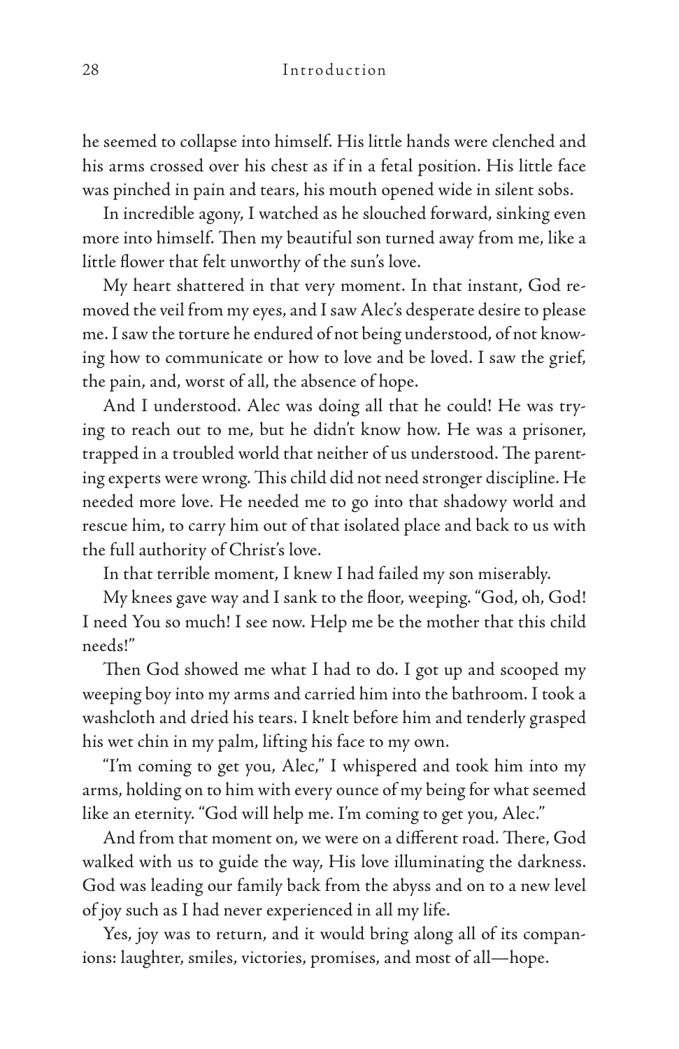he seemed to collapse into himself. His little hands were clenched and his arms crossed over his chest as if in a fetal position. His little face was pinched in pain and tears, his mouth opened wide in silent sobs.

In incredible agony, I watched as he slouched forward, sinking even more into himself. Then my beautiful son turned away from me, like a little flower that felt unworthy of the sun's love.

My heart shattered in that very moment. In that instant, God removed the veil from my eyes, and I saw Alec's desperate desire to please me. I saw the torture he endured of not being understood, of not knowing how to communicate or how to love and be loved. I saw the grief, the pain, and, worst of all, the absence of hope.

And I understood. Alec was doing all that he could! He was trying to reach out to me, but he didn't know how. He was a prisoner, trapped in a troubled world that neither of us understood. The parenting experts were wrong. This child did not need stronger discipline. He needed more love. He needed me to go into that shadowy world and rescue him, to carry him out of that isolated place and back to us with the full authority of Christ's love.

In that terrible moment, I knew I had failed my son miserably.

My knees gave way and I sank to the floor, weeping. "God, oh, God! I need You so much! I see now. Help me be the mother that this child needs!"

Then God showed me what I had to do. I got up and scooped my weeping boy into my arms and carried him into the bathroom. I took a washcloth and dried his tears. I knelt before him and tenderly grasped his wet chin in my palm, lifting his face to my own.

"I'm coming to get you, Alec," I whispered and took him into my arms, holding on to him with every ounce of my being for what seemed like an eternity. "God will help me. I'm coming to get you, Alec."

And from that moment on, we were on a different road. There, God walked with us to guide the way, His love illuminating the darkness. God was leading our family back from the abyss and on to a new level of joy such as I had never experienced in all my life.

Yes, joy was to return, and it would bring along all of its companions: laughter, smiles, victories, promises, and most of all—hope.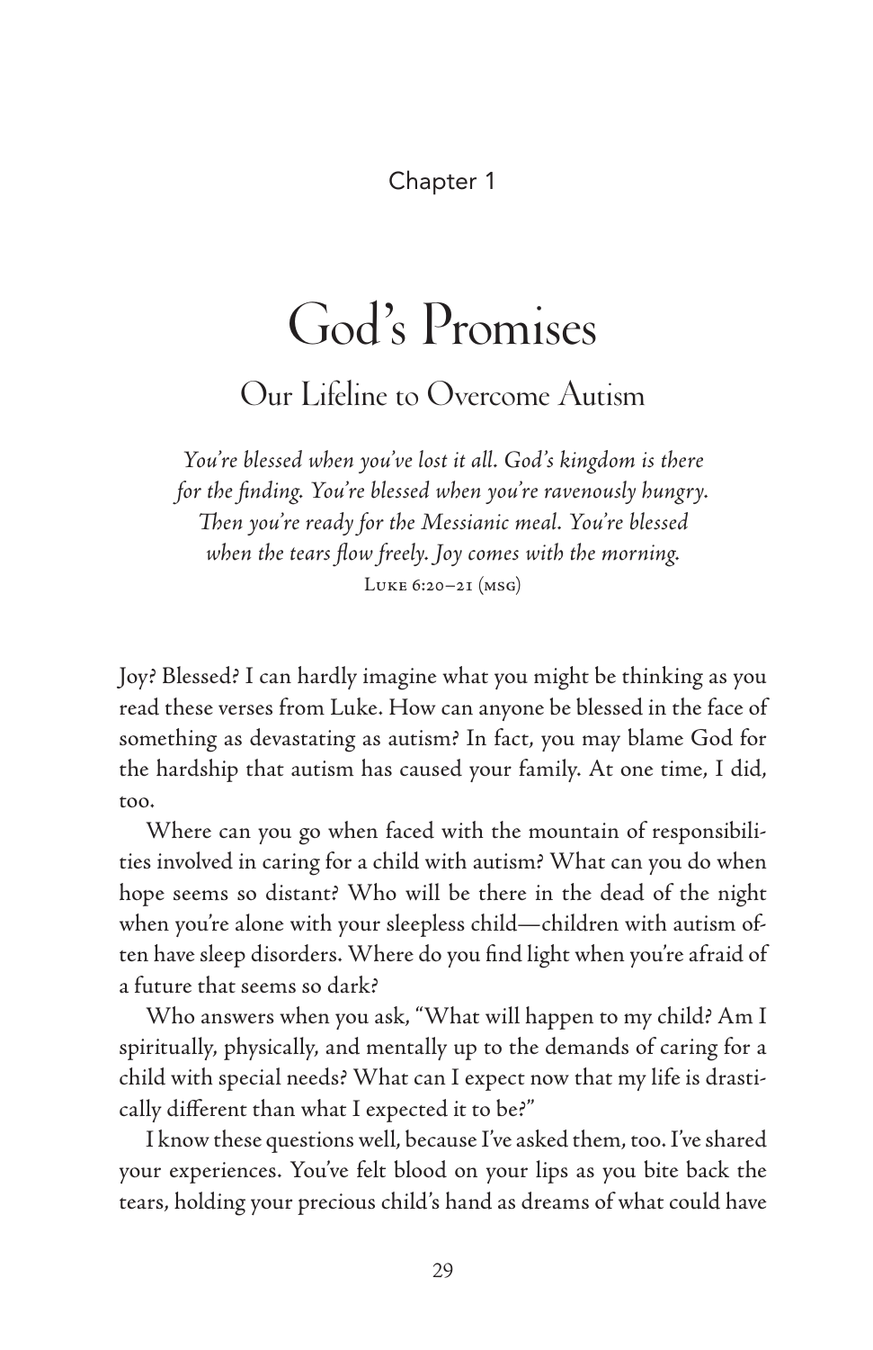Chapter 1

# God's Promises

## Our Lifeline to Overcome Autism

*You're blessed when you've lost it all. God's kingdom is there for the finding. You're blessed when you're ravenously hungry. Then you're ready for the Messianic meal. You're blessed when the tears flow freely. Joy comes with the morning.*
Luke 6:20–21 (msg)

Joy? Blessed? I can hardly imagine what you might be thinking as you read these verses from Luke. How can anyone be blessed in the face of something as devastating as autism? In fact, you may blame God for the hardship that autism has caused your family. At one time, I did, too.

Where can you go when faced with the mountain of responsibilities involved in caring for a child with autism? What can you do when hope seems so distant? Who will be there in the dead of the night when you're alone with your sleepless child—children with autism often have sleep disorders. Where do you find light when you're afraid of a future that seems so dark?

Who answers when you ask, "What will happen to my child? Am I spiritually, physically, and mentally up to the demands of caring for a child with special needs? What can I expect now that my life is drastically different than what I expected it to be?"

I know these questions well, because I've asked them, too. I've shared your experiences. You've felt blood on your lips as you bite back the tears, holding your precious child's hand as dreams of what could have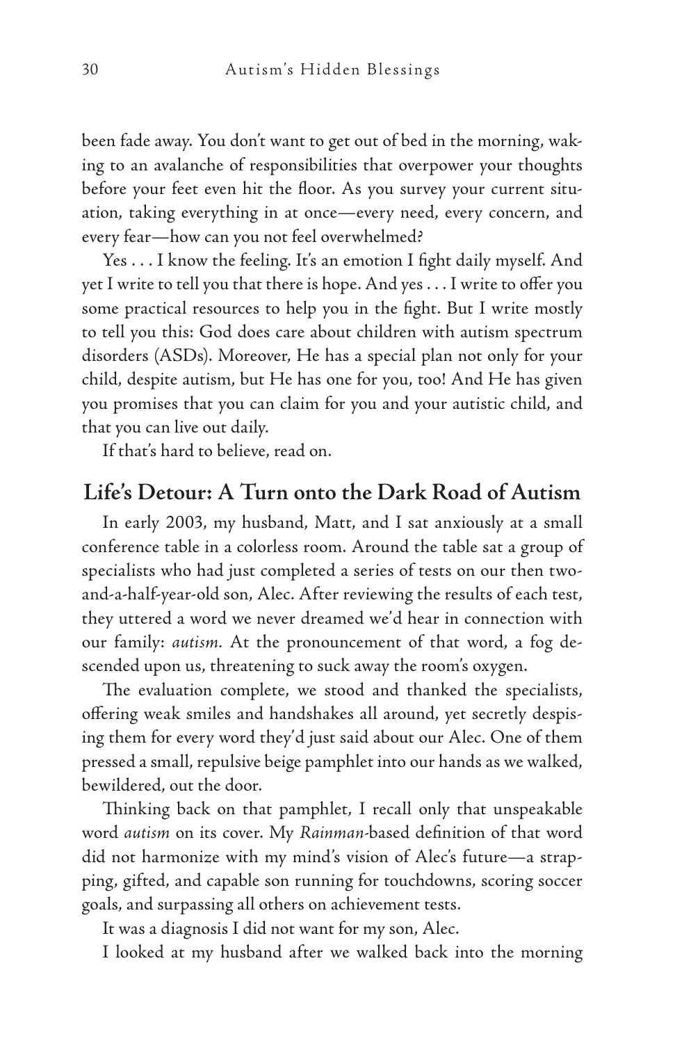been fade away. You don't want to get out of bed in the morning, waking to an avalanche of responsibilities that overpower your thoughts before your feet even hit the floor. As you survey your current situation, taking everything in at once—every need, every concern, and every fear—how can you not feel overwhelmed?

Yes . . . I know the feeling. It's an emotion I fight daily myself. And yet I write to tell you that there is hope. And yes . . . I write to offer you some practical resources to help you in the fight. But I write mostly to tell you this: God does care about children with autism spectrum disorders (ASDs). Moreover, He has a special plan not only for your child, despite autism, but He has one for you, too! And He has given you promises that you can claim for you and your autistic child, and that you can live out daily.

If that's hard to believe, read on.

## Life's Detour: A Turn onto the Dark Road of Autism

In early 2003, my husband, Matt, and I sat anxiously at a small conference table in a colorless room. Around the table sat a group of specialists who had just completed a series of tests on our then two-and-a-half-year-old son, Alec. After reviewing the results of each test, they uttered a word we never dreamed we'd hear in connection with our family: *autism.* At the pronouncement of that word, a fog descended upon us, threatening to suck away the room's oxygen.

The evaluation complete, we stood and thanked the specialists, offering weak smiles and handshakes all around, yet secretly despising them for every word they'd just said about our Alec. One of them pressed a small, repulsive beige pamphlet into our hands as we walked, bewildered, out the door.

Thinking back on that pamphlet, I recall only that unspeakable word *autism* on its cover. My *Rainman*-based definition of that word did not harmonize with my mind's vision of Alec's future—a strapping, gifted, and capable son running for touchdowns, scoring soccer goals, and surpassing all others on achievement tests.

It was a diagnosis I did not want for my son, Alec.

I looked at my husband after we walked back into the morning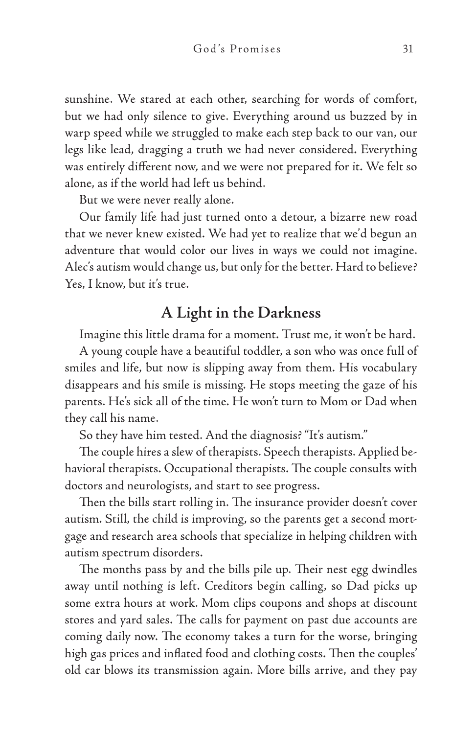sunshine. We stared at each other, searching for words of comfort, but we had only silence to give. Everything around us buzzed by in warp speed while we struggled to make each step back to our van, our legs like lead, dragging a truth we had never considered. Everything was entirely different now, and we were not prepared for it. We felt so alone, as if the world had left us behind.

But we were never really alone.

Our family life had just turned onto a detour, a bizarre new road that we never knew existed. We had yet to realize that we'd begun an adventure that would color our lives in ways we could not imagine. Alec's autism would change us, but only for the better. Hard to believe? Yes, I know, but it's true.

## A Light in the Darkness

Imagine this little drama for a moment. Trust me, it won't be hard.

A young couple have a beautiful toddler, a son who was once full of smiles and life, but now is slipping away from them. His vocabulary disappears and his smile is missing. He stops meeting the gaze of his parents. He's sick all of the time. He won't turn to Mom or Dad when they call his name.

So they have him tested. And the diagnosis? "It's autism."

The couple hires a slew of therapists. Speech therapists. Applied behavioral therapists. Occupational therapists. The couple consults with doctors and neurologists, and start to see progress.

Then the bills start rolling in. The insurance provider doesn't cover autism. Still, the child is improving, so the parents get a second mortgage and research area schools that specialize in helping children with autism spectrum disorders.

The months pass by and the bills pile up. Their nest egg dwindles away until nothing is left. Creditors begin calling, so Dad picks up some extra hours at work. Mom clips coupons and shops at discount stores and yard sales. The calls for payment on past due accounts are coming daily now. The economy takes a turn for the worse, bringing high gas prices and inflated food and clothing costs. Then the couples' old car blows its transmission again. More bills arrive, and they pay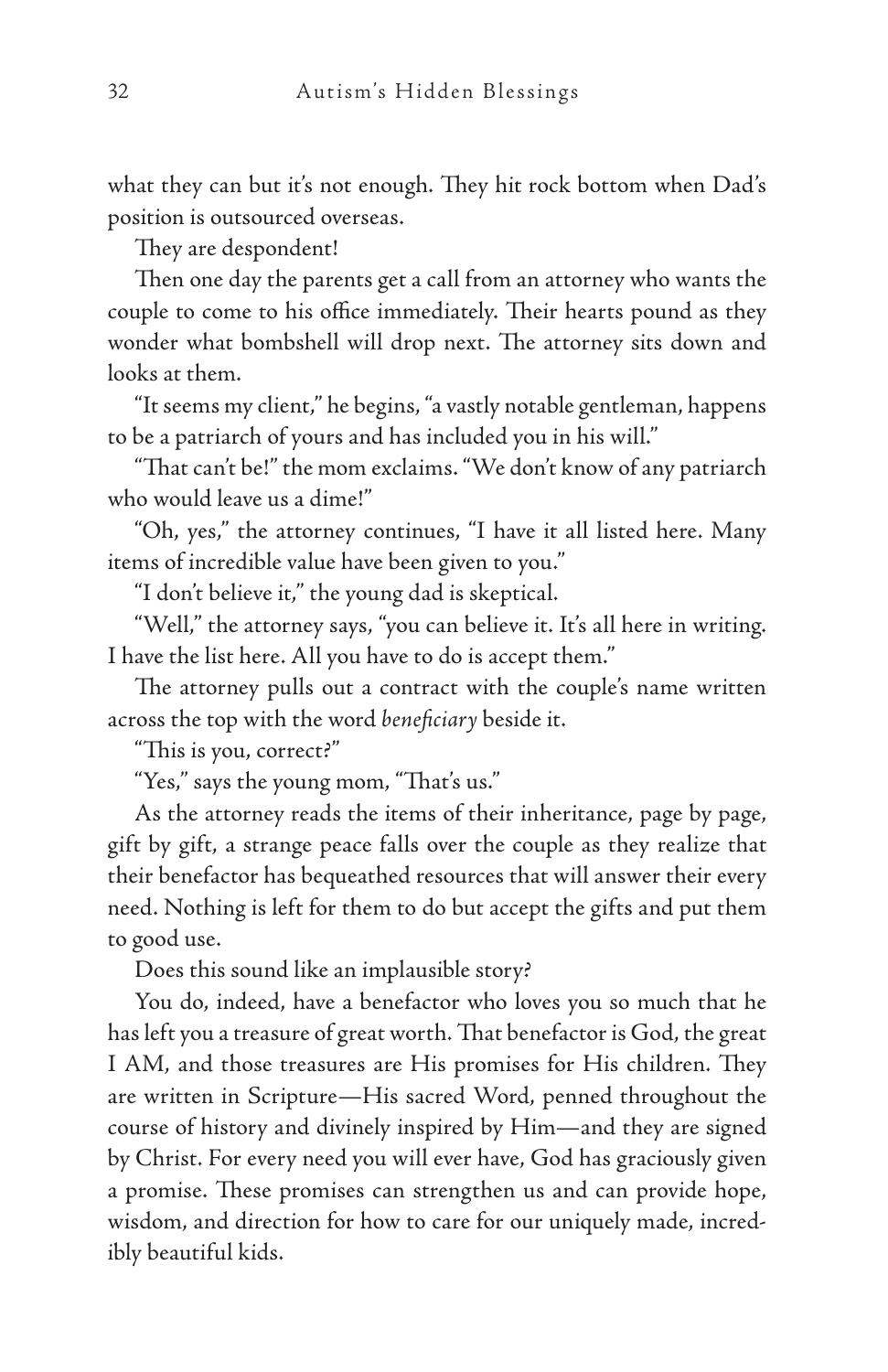what they can but it's not enough. They hit rock bottom when Dad's position is outsourced overseas.

They are despondent!

Then one day the parents get a call from an attorney who wants the couple to come to his office immediately. Their hearts pound as they wonder what bombshell will drop next. The attorney sits down and looks at them.

"It seems my client," he begins, "a vastly notable gentleman, happens to be a patriarch of yours and has included you in his will."

"That can't be!" the mom exclaims. "We don't know of any patriarch who would leave us a dime!"

"Oh, yes," the attorney continues, "I have it all listed here. Many items of incredible value have been given to you."

"I don't believe it," the young dad is skeptical.

"Well," the attorney says, "you can believe it. It's all here in writing. I have the list here. All you have to do is accept them."

The attorney pulls out a contract with the couple's name written across the top with the word *beneficiary* beside it.

"This is you, correct?"

"Yes," says the young mom, "That's us."

As the attorney reads the items of their inheritance, page by page, gift by gift, a strange peace falls over the couple as they realize that their benefactor has bequeathed resources that will answer their every need. Nothing is left for them to do but accept the gifts and put them to good use.

Does this sound like an implausible story?

You do, indeed, have a benefactor who loves you so much that he has left you a treasure of great worth. That benefactor is God, the great I AM, and those treasures are His promises for His children. They are written in Scripture—His sacred Word, penned throughout the course of history and divinely inspired by Him—and they are signed by Christ. For every need you will ever have, God has graciously given a promise. These promises can strengthen us and can provide hope, wisdom, and direction for how to care for our uniquely made, incredibly beautiful kids.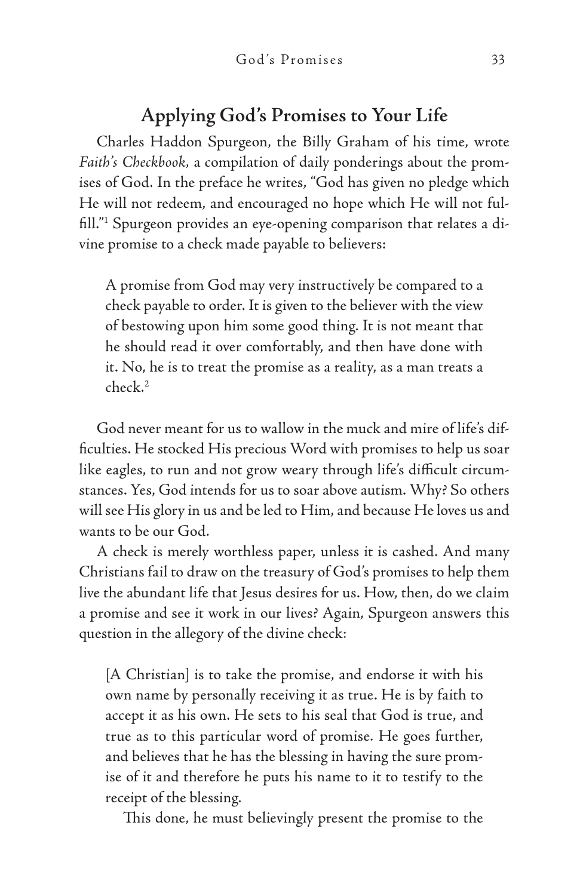## Applying God's Promises to Your Life

Charles Haddon Spurgeon, the Billy Graham of his time, wrote *Faith's Checkbook*, a compilation of daily ponderings about the promises of God. In the preface he writes, "God has given no pledge which He will not redeem, and encouraged no hope which He will not fulfill."[1] Spurgeon provides an eye-opening comparison that relates a divine promise to a check made payable to believers:

> A promise from God may very instructively be compared to a check payable to order. It is given to the believer with the view of bestowing upon him some good thing. It is not meant that he should read it over comfortably, and then have done with it. No, he is to treat the promise as a reality, as a man treats a check.[2]

God never meant for us to wallow in the muck and mire of life's difficulties. He stocked His precious Word with promises to help us soar like eagles, to run and not grow weary through life's difficult circumstances. Yes, God intends for us to soar above autism. Why? So others will see His glory in us and be led to Him, and because He loves us and wants to be our God.

A check is merely worthless paper, unless it is cashed. And many Christians fail to draw on the treasury of God's promises to help them live the abundant life that Jesus desires for us. How, then, do we claim a promise and see it work in our lives? Again, Spurgeon answers this question in the allegory of the divine check:

> [A Christian] is to take the promise, and endorse it with his own name by personally receiving it as true. He is by faith to accept it as his own. He sets to his seal that God is true, and true as to this particular word of promise. He goes further, and believes that he has the blessing in having the sure promise of it and therefore he puts his name to it to testify to the receipt of the blessing.
>
> This done, he must believingly present the promise to the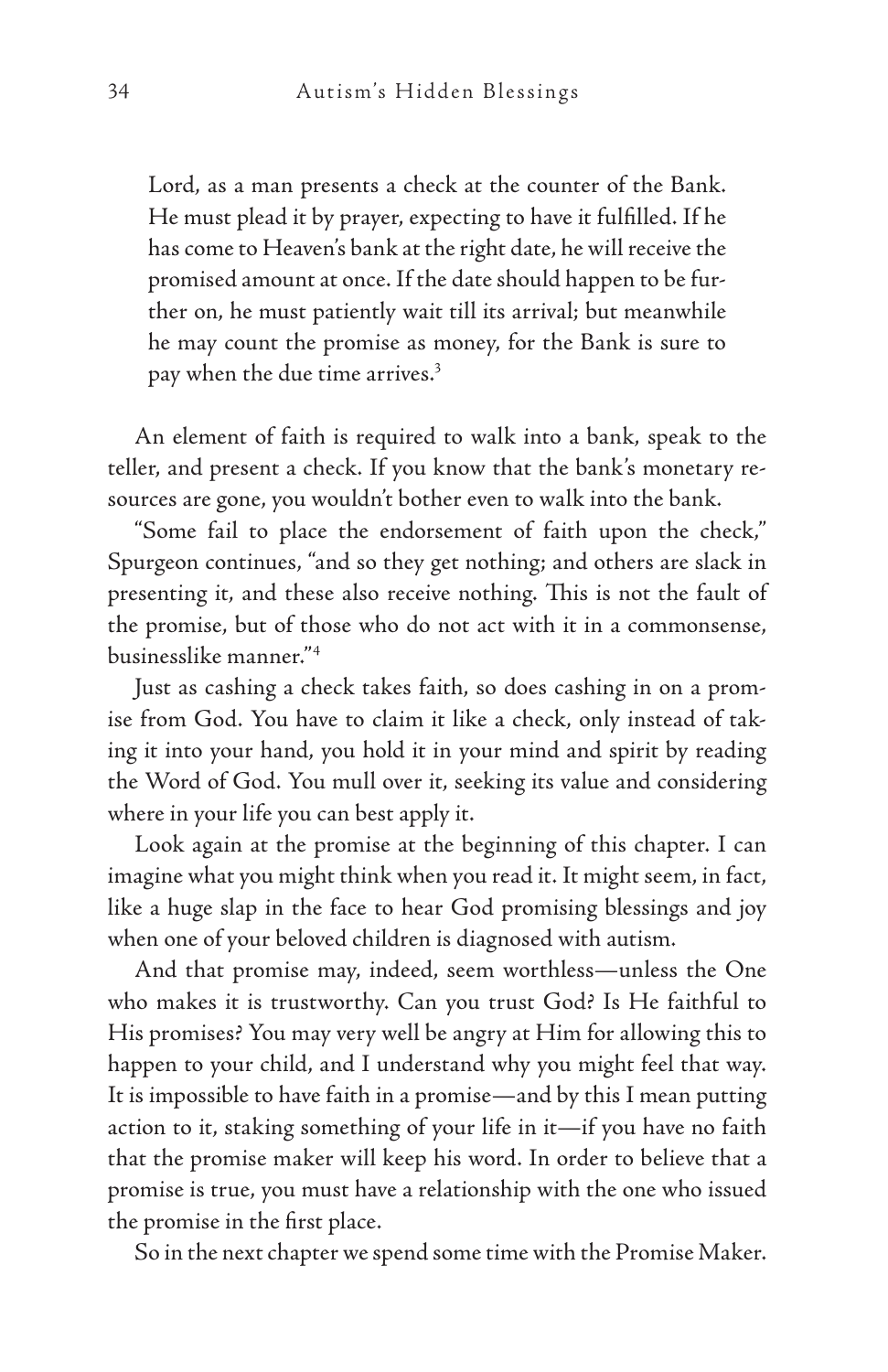> Lord, as a man presents a check at the counter of the Bank. He must plead it by prayer, expecting to have it fulfilled. If he has come to Heaven's bank at the right date, he will receive the promised amount at once. If the date should happen to be further on, he must patiently wait till its arrival; but meanwhile he may count the promise as money, for the Bank is sure to pay when the due time arrives.[3]

An element of faith is required to walk into a bank, speak to the teller, and present a check. If you know that the bank's monetary resources are gone, you wouldn't bother even to walk into the bank.

"Some fail to place the endorsement of faith upon the check," Spurgeon continues, "and so they get nothing; and others are slack in presenting it, and these also receive nothing. This is not the fault of the promise, but of those who do not act with it in a commonsense, businesslike manner."[4]

Just as cashing a check takes faith, so does cashing in on a promise from God. You have to claim it like a check, only instead of taking it into your hand, you hold it in your mind and spirit by reading the Word of God. You mull over it, seeking its value and considering where in your life you can best apply it.

Look again at the promise at the beginning of this chapter. I can imagine what you might think when you read it. It might seem, in fact, like a huge slap in the face to hear God promising blessings and joy when one of your beloved children is diagnosed with autism.

And that promise may, indeed, seem worthless—unless the One who makes it is trustworthy. Can you trust God? Is He faithful to His promises? You may very well be angry at Him for allowing this to happen to your child, and I understand why you might feel that way. It is impossible to have faith in a promise—and by this I mean putting action to it, staking something of your life in it—if you have no faith that the promise maker will keep his word. In order to believe that a promise is true, you must have a relationship with the one who issued the promise in the first place.

So in the next chapter we spend some time with the Promise Maker.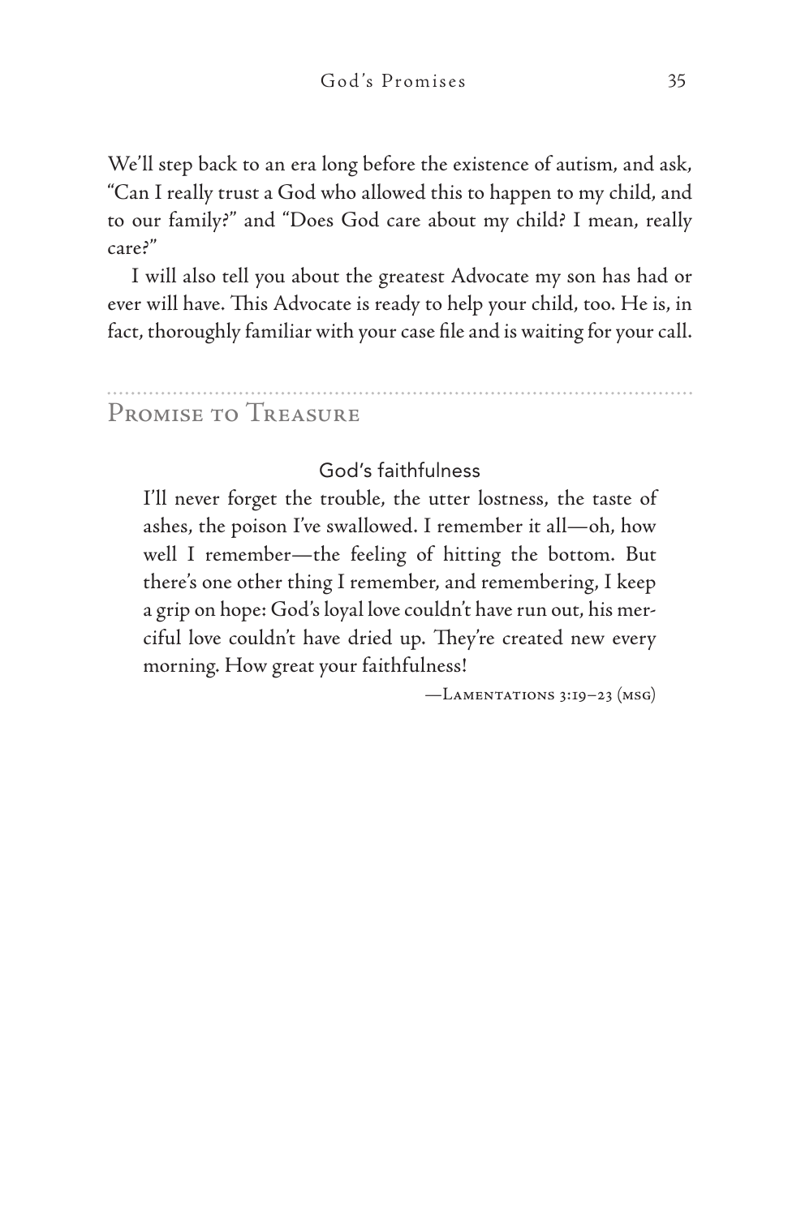We'll step back to an era long before the existence of autism, and ask, "Can I really trust a God who allowed this to happen to my child, and to our family?" and "Does God care about my child? I mean, really care?"

I will also tell you about the greatest Advocate my son has had or ever will have. This Advocate is ready to help your child, too. He is, in fact, thoroughly familiar with your case file and is waiting for your call.

## Promise to Treasure

### God's faithfulness

> I'll never forget the trouble, the utter lostness, the taste of ashes, the poison I've swallowed. I remember it all—oh, how well I remember—the feeling of hitting the bottom. But there's one other thing I remember, and remembering, I keep a grip on hope: God's loyal love couldn't have run out, his merciful love couldn't have dried up. They're created new every morning. How great your faithfulness!
>
> —Lamentations 3:19–23 (MSG)